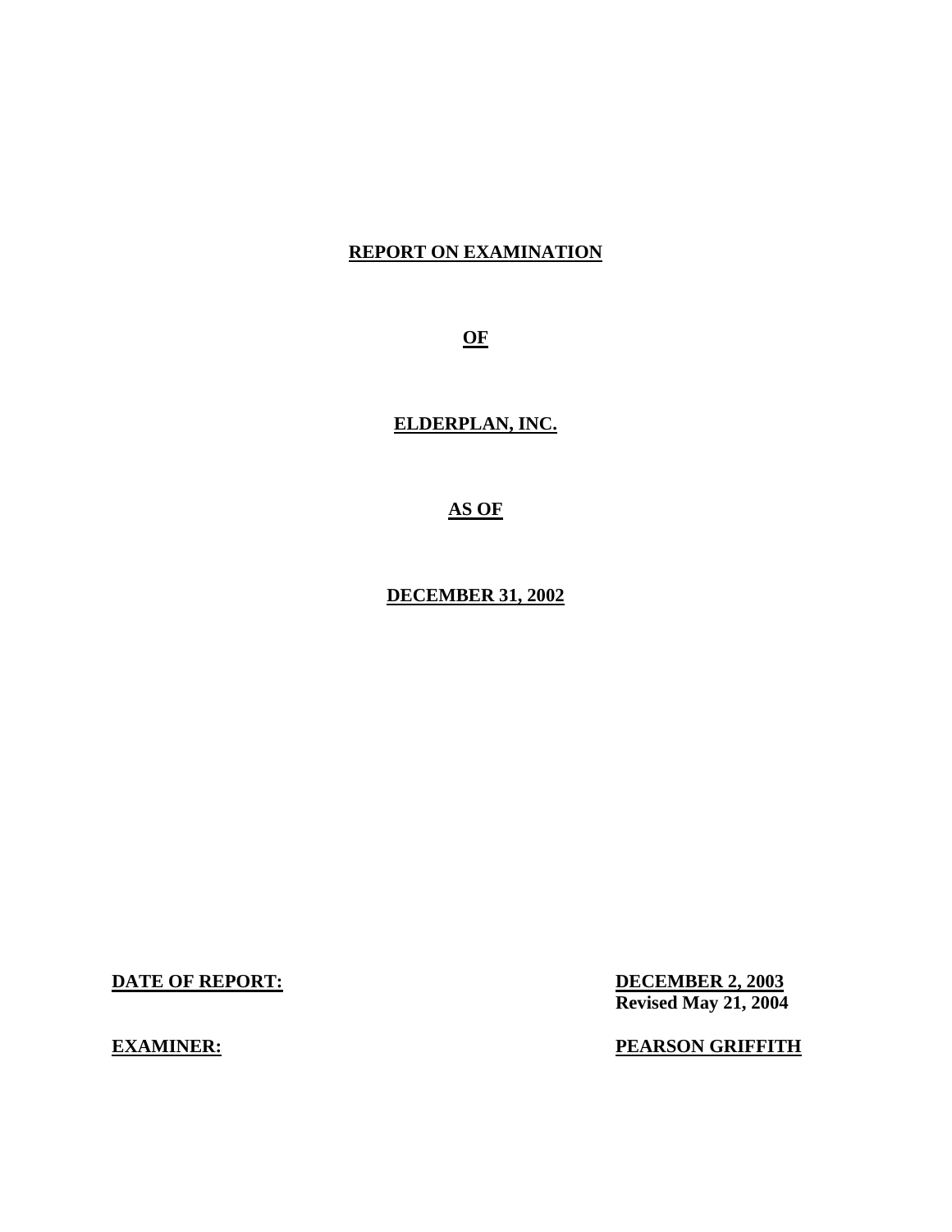**REPORT ON EXAMINATION**

**OF**

**ELDERPLAN, INC.**

**AS OF**

**DECEMBER 31, 2002**

**DATE OF REPORT:** **DECEMBER 2, 2003**
**Revised May 21, 2004**

**EXAMINER:** **PEARSON GRIFFITH**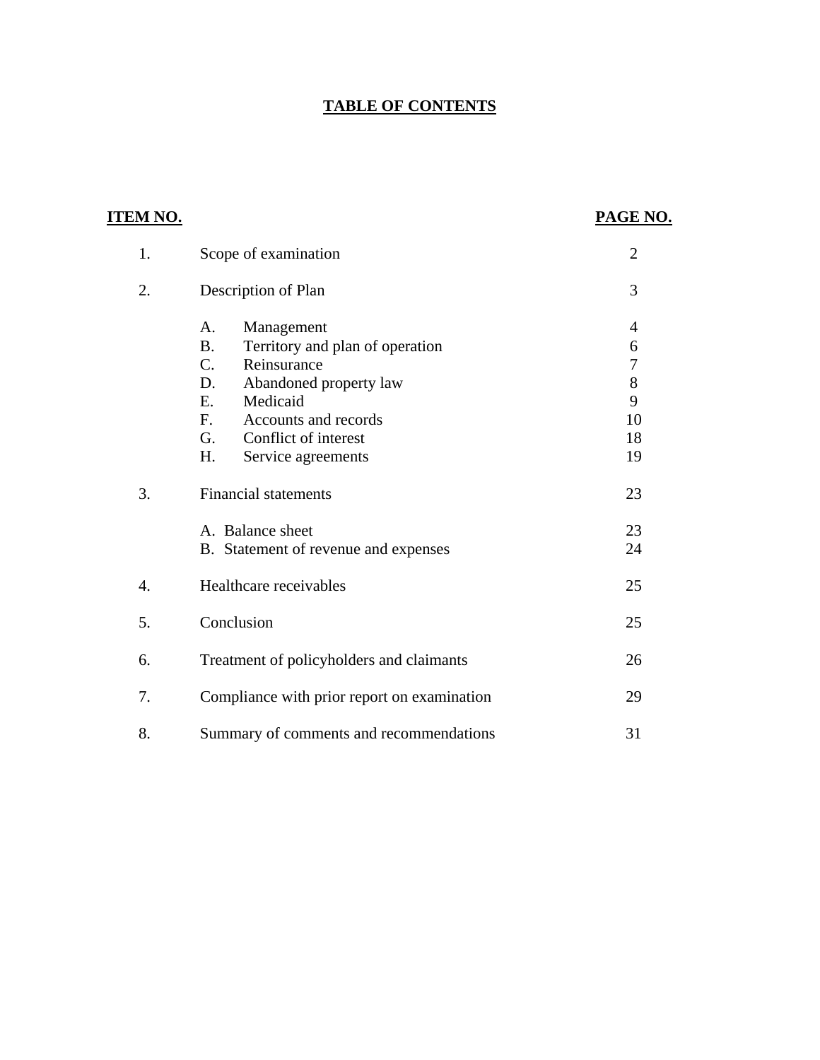# TABLE OF CONTENTS

| ITEM NO. | | PAGE NO. |
|---|---|---|
| 1. | Scope of examination | 2 |
| 2. | Description of Plan | 3 |
| | A. Management | 4 |
| | B. Territory and plan of operation | 6 |
| | C. Reinsurance | 7 |
| | D. Abandoned property law | 8 |
| | E. Medicaid | 9 |
| | F. Accounts and records | 10 |
| | G. Conflict of interest | 18 |
| | H. Service agreements | 19 |
| 3. | Financial statements | 23 |
| | A. Balance sheet | 23 |
| | B. Statement of revenue and expenses | 24 |
| 4. | Healthcare receivables | 25 |
| 5. | Conclusion | 25 |
| 6. | Treatment of policyholders and claimants | 26 |
| 7. | Compliance with prior report on examination | 29 |
| 8. | Summary of comments and recommendations | 31 |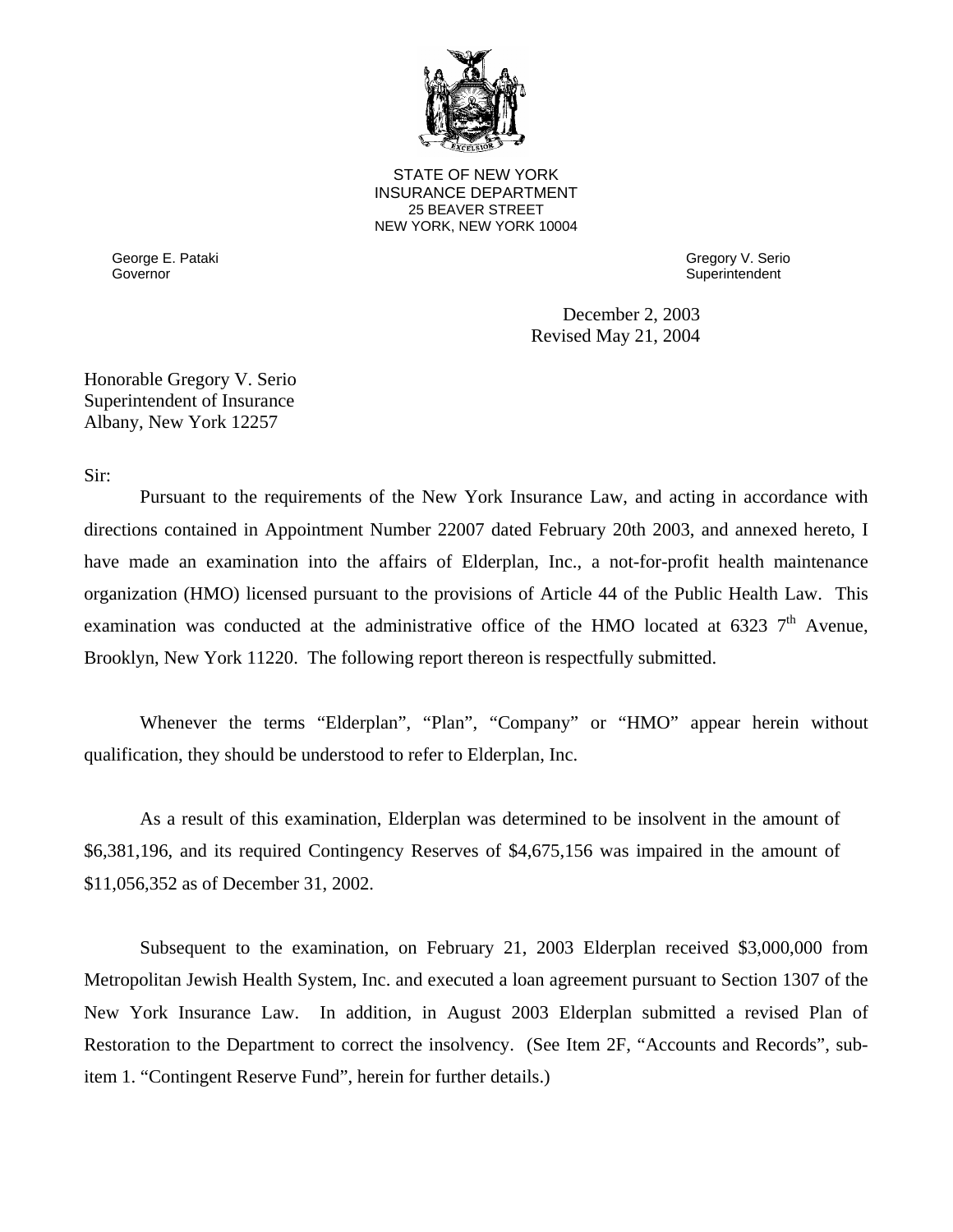STATE OF NEW YORK
INSURANCE DEPARTMENT
25 BEAVER STREET
NEW YORK, NEW YORK 10004

George E. Pataki
Governor

Gregory V. Serio
Superintendent

December 2, 2003
Revised May 21, 2004

Honorable Gregory V. Serio
Superintendent of Insurance
Albany, New York 12257

Sir:

Pursuant to the requirements of the New York Insurance Law, and acting in accordance with directions contained in Appointment Number 22007 dated February 20th 2003, and annexed hereto, I have made an examination into the affairs of Elderplan, Inc., a not-for-profit health maintenance organization (HMO) licensed pursuant to the provisions of Article 44 of the Public Health Law. This examination was conducted at the administrative office of the HMO located at 6323 7th Avenue, Brooklyn, New York 11220. The following report thereon is respectfully submitted.

Whenever the terms "Elderplan", "Plan", "Company" or "HMO" appear herein without qualification, they should be understood to refer to Elderplan, Inc.

As a result of this examination, Elderplan was determined to be insolvent in the amount of $6,381,196, and its required Contingency Reserves of $4,675,156 was impaired in the amount of $11,056,352 as of December 31, 2002.

Subsequent to the examination, on February 21, 2003 Elderplan received $3,000,000 from Metropolitan Jewish Health System, Inc. and executed a loan agreement pursuant to Section 1307 of the New York Insurance Law. In addition, in August 2003 Elderplan submitted a revised Plan of Restoration to the Department to correct the insolvency. (See Item 2F, "Accounts and Records", sub-item 1. "Contingent Reserve Fund", herein for further details.)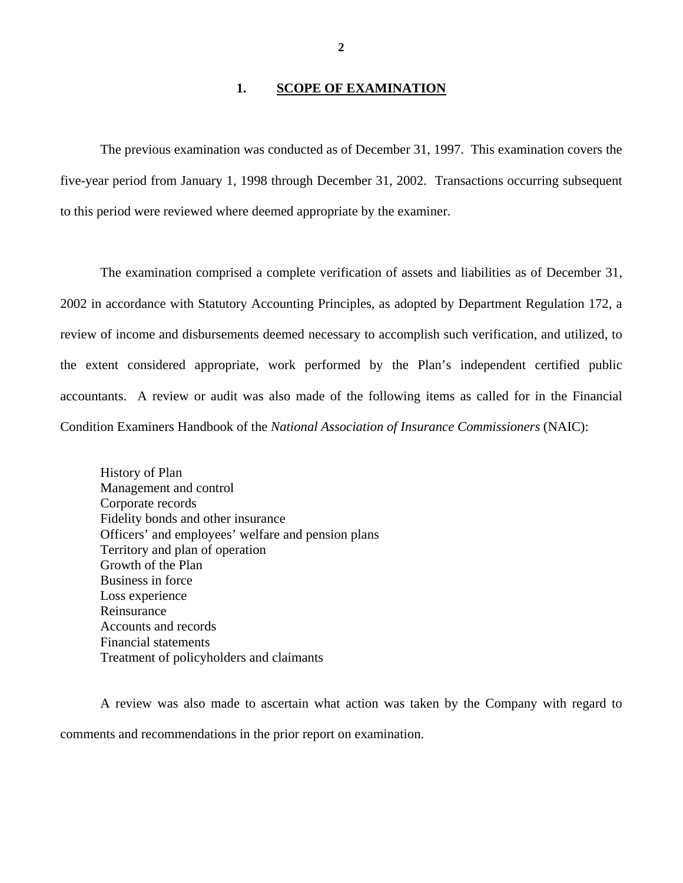## 1. SCOPE OF EXAMINATION

The previous examination was conducted as of December 31, 1997. This examination covers the five-year period from January 1, 1998 through December 31, 2002. Transactions occurring subsequent to this period were reviewed where deemed appropriate by the examiner.

The examination comprised a complete verification of assets and liabilities as of December 31, 2002 in accordance with Statutory Accounting Principles, as adopted by Department Regulation 172, a review of income and disbursements deemed necessary to accomplish such verification, and utilized, to the extent considered appropriate, work performed by the Plan's independent certified public accountants. A review or audit was also made of the following items as called for in the Financial Condition Examiners Handbook of the *National Association of Insurance Commissioners* (NAIC):

History of Plan
Management and control
Corporate records
Fidelity bonds and other insurance
Officers' and employees' welfare and pension plans
Territory and plan of operation
Growth of the Plan
Business in force
Loss experience
Reinsurance
Accounts and records
Financial statements
Treatment of policyholders and claimants

A review was also made to ascertain what action was taken by the Company with regard to comments and recommendations in the prior report on examination.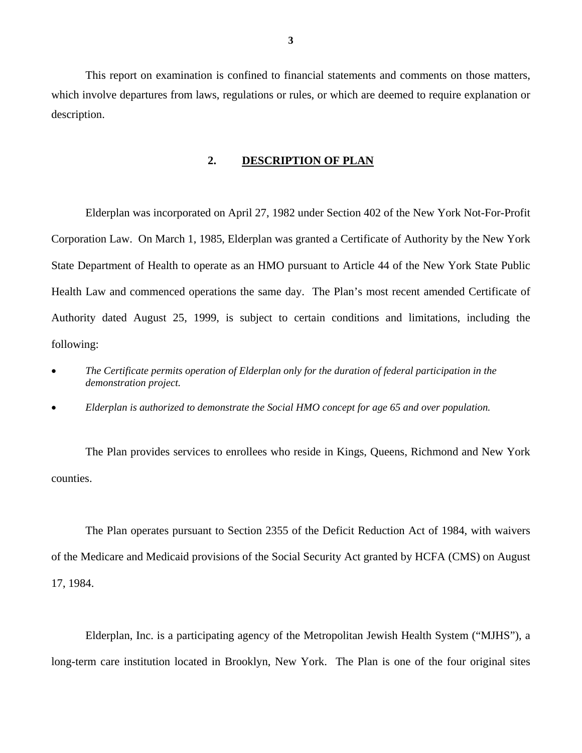This report on examination is confined to financial statements and comments on those matters, which involve departures from laws, regulations or rules, or which are deemed to require explanation or description.

## 2. DESCRIPTION OF PLAN

Elderplan was incorporated on April 27, 1982 under Section 402 of the New York Not-For-Profit Corporation Law. On March 1, 1985, Elderplan was granted a Certificate of Authority by the New York State Department of Health to operate as an HMO pursuant to Article 44 of the New York State Public Health Law and commenced operations the same day. The Plan's most recent amended Certificate of Authority dated August 25, 1999, is subject to certain conditions and limitations, including the following:

- *The Certificate permits operation of Elderplan only for the duration of federal participation in the demonstration project.*
- *Elderplan is authorized to demonstrate the Social HMO concept for age 65 and over population.*

The Plan provides services to enrollees who reside in Kings, Queens, Richmond and New York counties.

The Plan operates pursuant to Section 2355 of the Deficit Reduction Act of 1984, with waivers of the Medicare and Medicaid provisions of the Social Security Act granted by HCFA (CMS) on August 17, 1984.

Elderplan, Inc. is a participating agency of the Metropolitan Jewish Health System ("MJHS"), a long-term care institution located in Brooklyn, New York. The Plan is one of the four original sites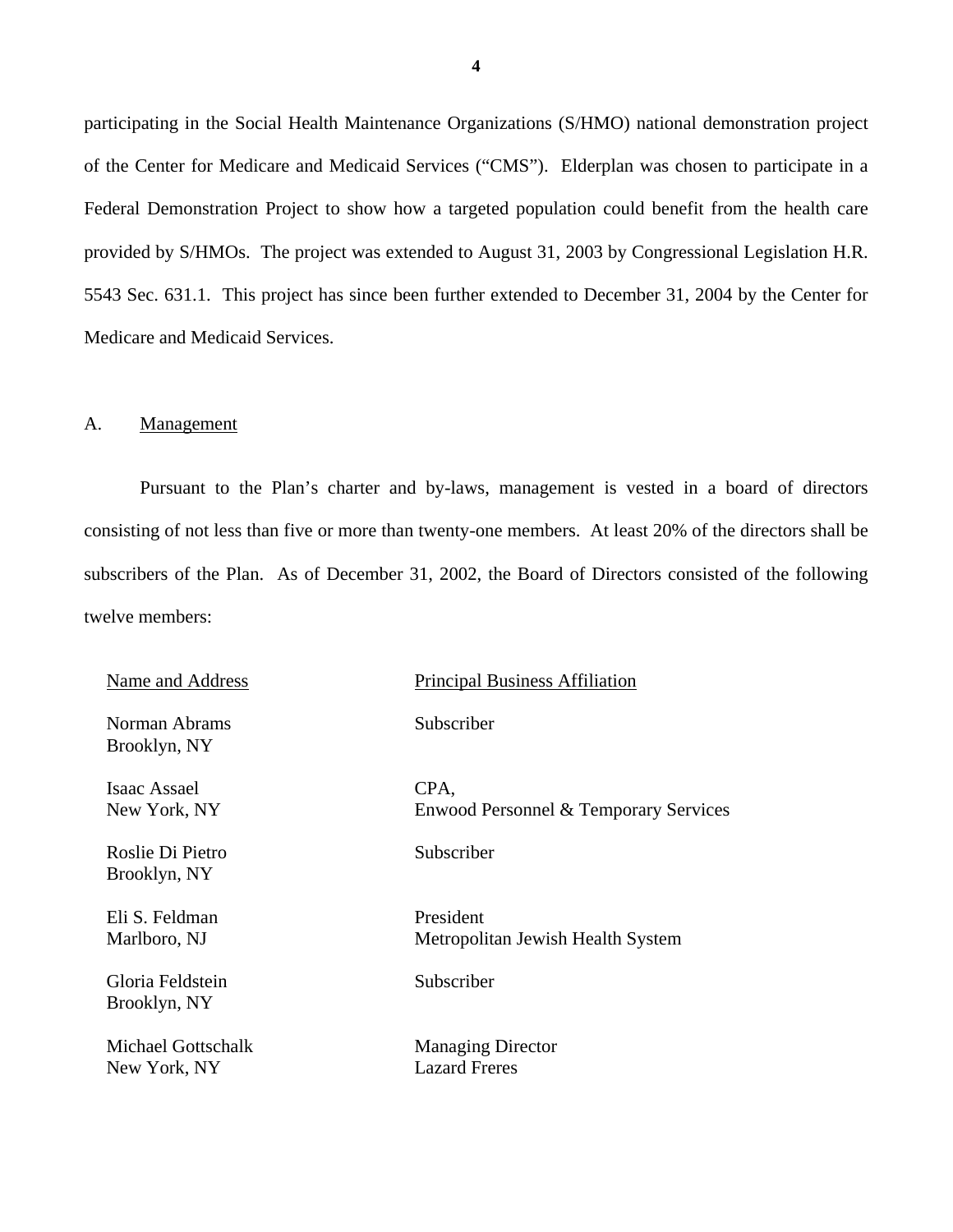participating in the Social Health Maintenance Organizations (S/HMO) national demonstration project of the Center for Medicare and Medicaid Services ("CMS"). Elderplan was chosen to participate in a Federal Demonstration Project to show how a targeted population could benefit from the health care provided by S/HMOs. The project was extended to August 31, 2003 by Congressional Legislation H.R. 5543 Sec. 631.1. This project has since been further extended to December 31, 2004 by the Center for Medicare and Medicaid Services.

## A. Management

Pursuant to the Plan's charter and by-laws, management is vested in a board of directors consisting of not less than five or more than twenty-one members. At least 20% of the directors shall be subscribers of the Plan. As of December 31, 2002, the Board of Directors consisted of the following twelve members:

| Name and Address | Principal Business Affiliation |
|---|---|
| Norman Abrams<br>Brooklyn, NY | Subscriber |
| Isaac Assael<br>New York, NY | CPA,<br>Enwood Personnel & Temporary Services |
| Roslie Di Pietro<br>Brooklyn, NY | Subscriber |
| Eli S. Feldman<br>Marlboro, NJ | President<br>Metropolitan Jewish Health System |
| Gloria Feldstein<br>Brooklyn, NY | Subscriber |
| Michael Gottschalk<br>New York, NY | Managing Director<br>Lazard Freres |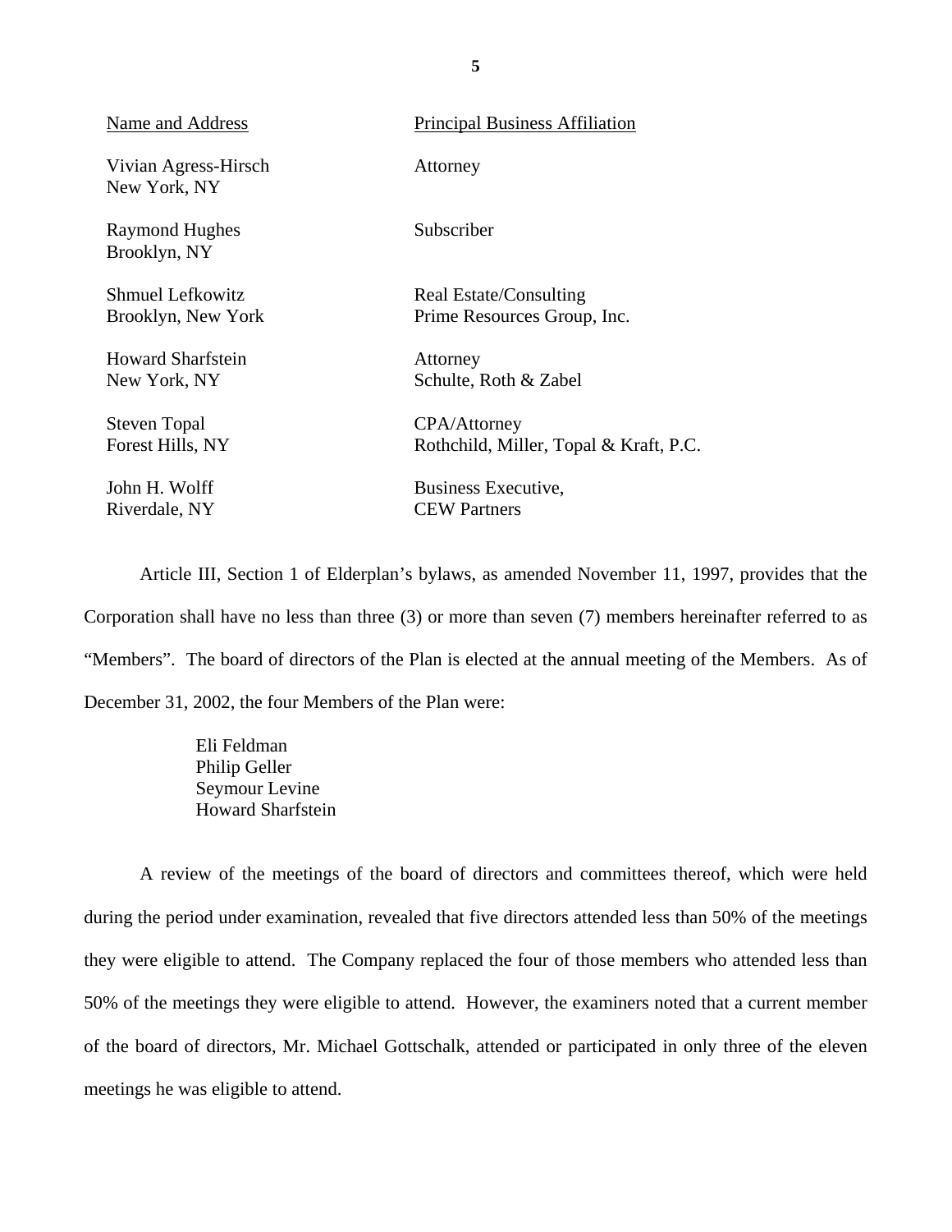| Name and Address | Principal Business Affiliation |
|---|---|
| Vivian Agress-Hirsch<br>New York, NY | Attorney |
| Raymond Hughes<br>Brooklyn, NY | Subscriber |
| Shmuel Lefkowitz<br>Brooklyn, New York | Real Estate/Consulting<br>Prime Resources Group, Inc. |
| Howard Sharfstein<br>New York, NY | Attorney<br>Schulte, Roth & Zabel |
| Steven Topal<br>Forest Hills, NY | CPA/Attorney<br>Rothchild, Miller, Topal & Kraft, P.C. |
| John H. Wolff<br>Riverdale, NY | Business Executive,<br>CEW Partners |

Article III, Section 1 of Elderplan's bylaws, as amended November 11, 1997, provides that the Corporation shall have no less than three (3) or more than seven (7) members hereinafter referred to as "Members". The board of directors of the Plan is elected at the annual meeting of the Members. As of December 31, 2002, the four Members of the Plan were:

Eli Feldman
Philip Geller
Seymour Levine
Howard Sharfstein

A review of the meetings of the board of directors and committees thereof, which were held during the period under examination, revealed that five directors attended less than 50% of the meetings they were eligible to attend. The Company replaced the four of those members who attended less than 50% of the meetings they were eligible to attend. However, the examiners noted that a current member of the board of directors, Mr. Michael Gottschalk, attended or participated in only three of the eleven meetings he was eligible to attend.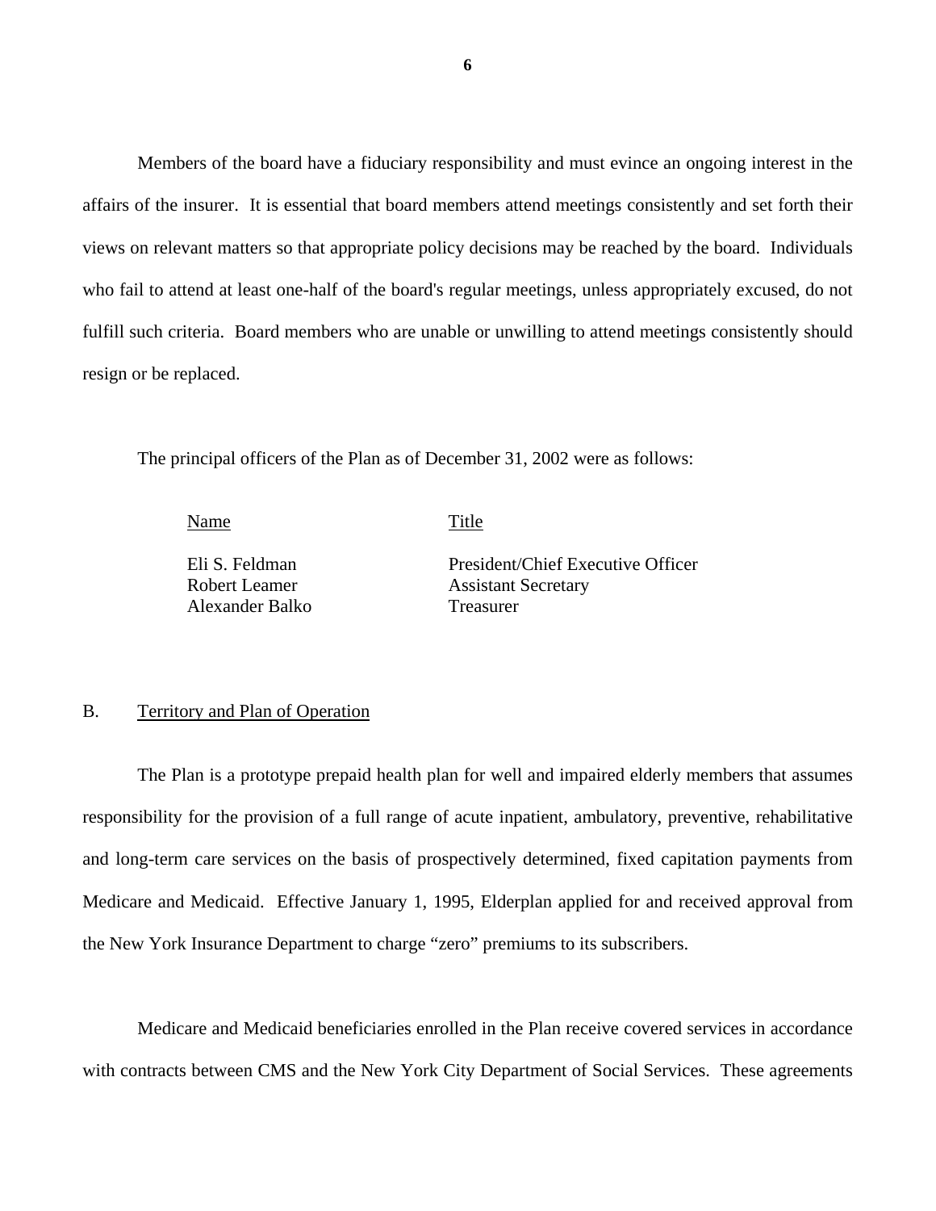Members of the board have a fiduciary responsibility and must evince an ongoing interest in the affairs of the insurer. It is essential that board members attend meetings consistently and set forth their views on relevant matters so that appropriate policy decisions may be reached by the board. Individuals who fail to attend at least one-half of the board's regular meetings, unless appropriately excused, do not fulfill such criteria. Board members who are unable or unwilling to attend meetings consistently should resign or be replaced.

The principal officers of the Plan as of December 31, 2002 were as follows:

| Name | Title |
|---|---|
| Eli S. Feldman | President/Chief Executive Officer |
| Robert Leamer | Assistant Secretary |
| Alexander Balko | Treasurer |

## B. Territory and Plan of Operation

The Plan is a prototype prepaid health plan for well and impaired elderly members that assumes responsibility for the provision of a full range of acute inpatient, ambulatory, preventive, rehabilitative and long-term care services on the basis of prospectively determined, fixed capitation payments from Medicare and Medicaid. Effective January 1, 1995, Elderplan applied for and received approval from the New York Insurance Department to charge "zero" premiums to its subscribers.

Medicare and Medicaid beneficiaries enrolled in the Plan receive covered services in accordance with contracts between CMS and the New York City Department of Social Services. These agreements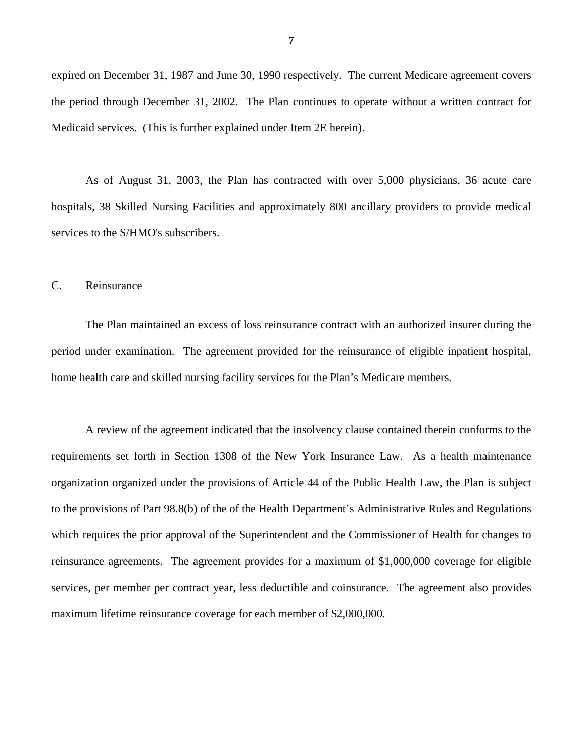expired on December 31, 1987 and June 30, 1990 respectively. The current Medicare agreement covers the period through December 31, 2002. The Plan continues to operate without a written contract for Medicaid services. (This is further explained under Item 2E herein).

As of August 31, 2003, the Plan has contracted with over 5,000 physicians, 36 acute care hospitals, 38 Skilled Nursing Facilities and approximately 800 ancillary providers to provide medical services to the S/HMO's subscribers.

## C. Reinsurance

The Plan maintained an excess of loss reinsurance contract with an authorized insurer during the period under examination. The agreement provided for the reinsurance of eligible inpatient hospital, home health care and skilled nursing facility services for the Plan's Medicare members.

A review of the agreement indicated that the insolvency clause contained therein conforms to the requirements set forth in Section 1308 of the New York Insurance Law. As a health maintenance organization organized under the provisions of Article 44 of the Public Health Law, the Plan is subject to the provisions of Part 98.8(b) of the of the Health Department's Administrative Rules and Regulations which requires the prior approval of the Superintendent and the Commissioner of Health for changes to reinsurance agreements. The agreement provides for a maximum of $1,000,000 coverage for eligible services, per member per contract year, less deductible and coinsurance. The agreement also provides maximum lifetime reinsurance coverage for each member of $2,000,000.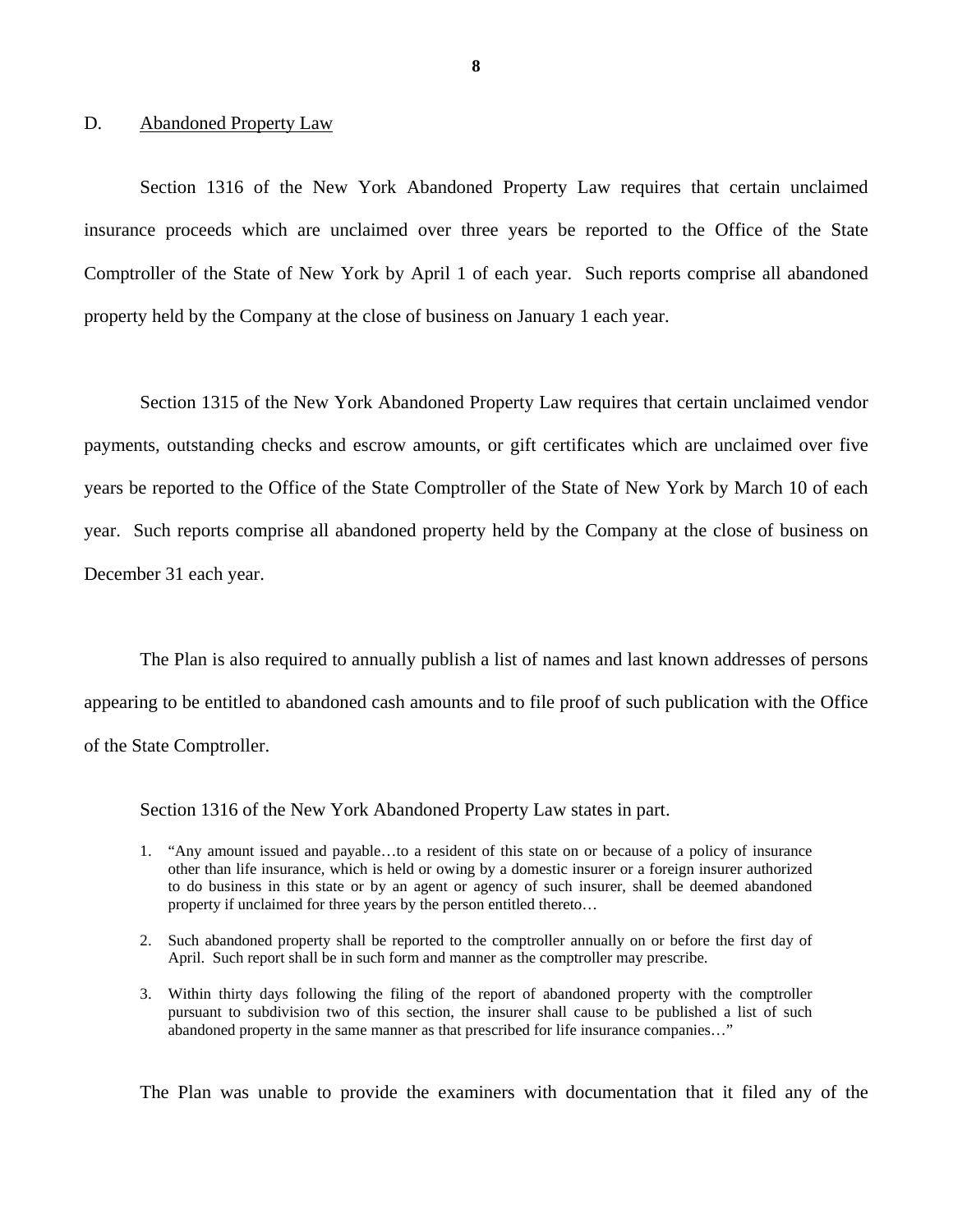## D. Abandoned Property Law

Section 1316 of the New York Abandoned Property Law requires that certain unclaimed insurance proceeds which are unclaimed over three years be reported to the Office of the State Comptroller of the State of New York by April 1 of each year. Such reports comprise all abandoned property held by the Company at the close of business on January 1 each year.

Section 1315 of the New York Abandoned Property Law requires that certain unclaimed vendor payments, outstanding checks and escrow amounts, or gift certificates which are unclaimed over five years be reported to the Office of the State Comptroller of the State of New York by March 10 of each year. Such reports comprise all abandoned property held by the Company at the close of business on December 31 each year.

The Plan is also required to annually publish a list of names and last known addresses of persons appearing to be entitled to abandoned cash amounts and to file proof of such publication with the Office of the State Comptroller.

Section 1316 of the New York Abandoned Property Law states in part.

> 1. "Any amount issued and payable…to a resident of this state on or because of a policy of insurance other than life insurance, which is held or owing by a domestic insurer or a foreign insurer authorized to do business in this state or by an agent or agency of such insurer, shall be deemed abandoned property if unclaimed for three years by the person entitled thereto…
>
> 2. Such abandoned property shall be reported to the comptroller annually on or before the first day of April. Such report shall be in such form and manner as the comptroller may prescribe.
>
> 3. Within thirty days following the filing of the report of abandoned property with the comptroller pursuant to subdivision two of this section, the insurer shall cause to be published a list of such abandoned property in the same manner as that prescribed for life insurance companies…"

The Plan was unable to provide the examiners with documentation that it filed any of the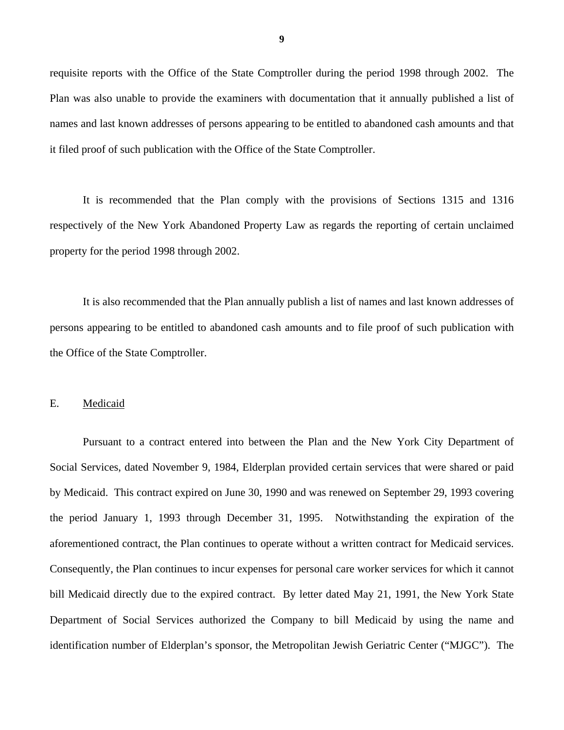requisite reports with the Office of the State Comptroller during the period 1998 through 2002. The Plan was also unable to provide the examiners with documentation that it annually published a list of names and last known addresses of persons appearing to be entitled to abandoned cash amounts and that it filed proof of such publication with the Office of the State Comptroller.

It is recommended that the Plan comply with the provisions of Sections 1315 and 1316 respectively of the New York Abandoned Property Law as regards the reporting of certain unclaimed property for the period 1998 through 2002.

It is also recommended that the Plan annually publish a list of names and last known addresses of persons appearing to be entitled to abandoned cash amounts and to file proof of such publication with the Office of the State Comptroller.

## E. Medicaid

Pursuant to a contract entered into between the Plan and the New York City Department of Social Services, dated November 9, 1984, Elderplan provided certain services that were shared or paid by Medicaid. This contract expired on June 30, 1990 and was renewed on September 29, 1993 covering the period January 1, 1993 through December 31, 1995. Notwithstanding the expiration of the aforementioned contract, the Plan continues to operate without a written contract for Medicaid services. Consequently, the Plan continues to incur expenses for personal care worker services for which it cannot bill Medicaid directly due to the expired contract. By letter dated May 21, 1991, the New York State Department of Social Services authorized the Company to bill Medicaid by using the name and identification number of Elderplan's sponsor, the Metropolitan Jewish Geriatric Center ("MJGC"). The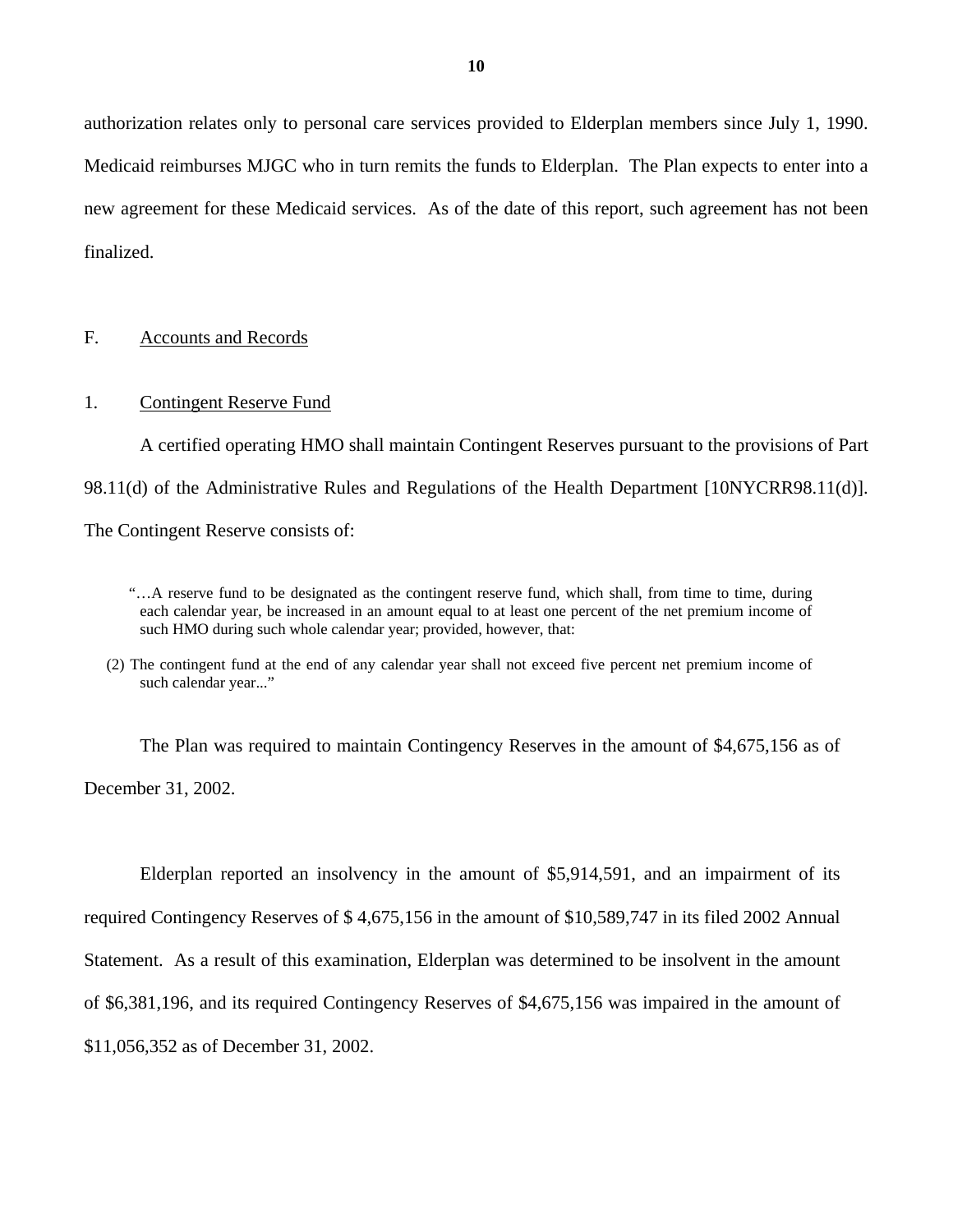authorization relates only to personal care services provided to Elderplan members since July 1, 1990. Medicaid reimburses MJGC who in turn remits the funds to Elderplan. The Plan expects to enter into a new agreement for these Medicaid services. As of the date of this report, such agreement has not been finalized.

F. Accounts and Records

1. Contingent Reserve Fund

A certified operating HMO shall maintain Contingent Reserves pursuant to the provisions of Part 98.11(d) of the Administrative Rules and Regulations of the Health Department [10NYCRR98.11(d)]. The Contingent Reserve consists of:

> "…A reserve fund to be designated as the contingent reserve fund, which shall, from time to time, during each calendar year, be increased in an amount equal to at least one percent of the net premium income of such HMO during such whole calendar year; provided, however, that:
>
> (2) The contingent fund at the end of any calendar year shall not exceed five percent net premium income of such calendar year..."

The Plan was required to maintain Contingency Reserves in the amount of $4,675,156 as of December 31, 2002.

Elderplan reported an insolvency in the amount of $5,914,591, and an impairment of its required Contingency Reserves of $ 4,675,156 in the amount of $10,589,747 in its filed 2002 Annual Statement. As a result of this examination, Elderplan was determined to be insolvent in the amount of $6,381,196, and its required Contingency Reserves of $4,675,156 was impaired in the amount of $11,056,352 as of December 31, 2002.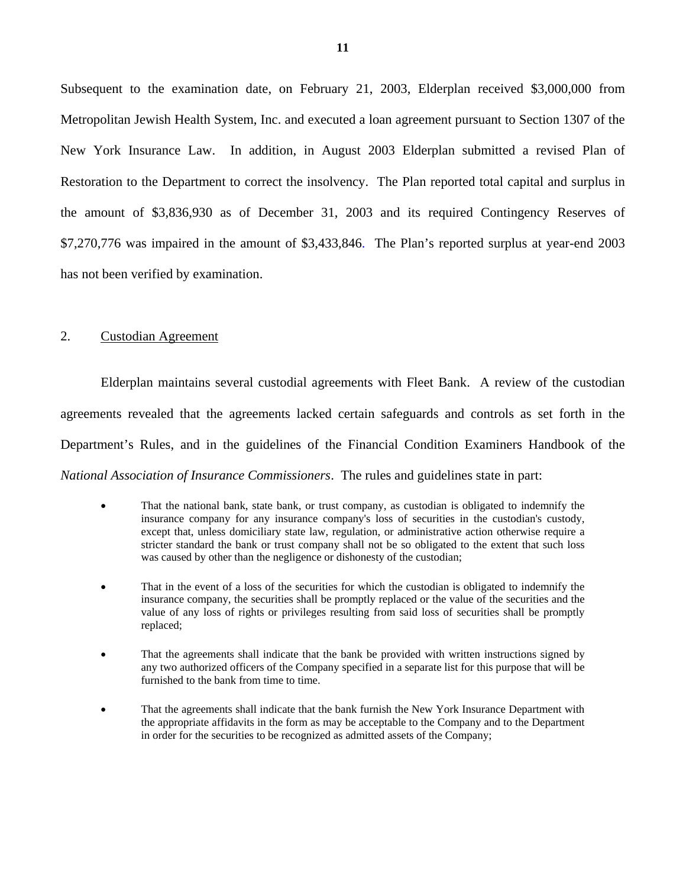Subsequent to the examination date, on February 21, 2003, Elderplan received $3,000,000 from Metropolitan Jewish Health System, Inc. and executed a loan agreement pursuant to Section 1307 of the New York Insurance Law. In addition, in August 2003 Elderplan submitted a revised Plan of Restoration to the Department to correct the insolvency. The Plan reported total capital and surplus in the amount of $3,836,930 as of December 31, 2003 and its required Contingency Reserves of $7,270,776 was impaired in the amount of $3,433,846. The Plan's reported surplus at year-end 2003 has not been verified by examination.

2. Custodian Agreement

Elderplan maintains several custodial agreements with Fleet Bank. A review of the custodian agreements revealed that the agreements lacked certain safeguards and controls as set forth in the Department's Rules, and in the guidelines of the Financial Condition Examiners Handbook of the *National Association of Insurance Commissioners*. The rules and guidelines state in part:

- That the national bank, state bank, or trust company, as custodian is obligated to indemnify the insurance company for any insurance company's loss of securities in the custodian's custody, except that, unless domiciliary state law, regulation, or administrative action otherwise require a stricter standard the bank or trust company shall not be so obligated to the extent that such loss was caused by other than the negligence or dishonesty of the custodian;

- That in the event of a loss of the securities for which the custodian is obligated to indemnify the insurance company, the securities shall be promptly replaced or the value of the securities and the value of any loss of rights or privileges resulting from said loss of securities shall be promptly replaced;

- That the agreements shall indicate that the bank be provided with written instructions signed by any two authorized officers of the Company specified in a separate list for this purpose that will be furnished to the bank from time to time.

- That the agreements shall indicate that the bank furnish the New York Insurance Department with the appropriate affidavits in the form as may be acceptable to the Company and to the Department in order for the securities to be recognized as admitted assets of the Company;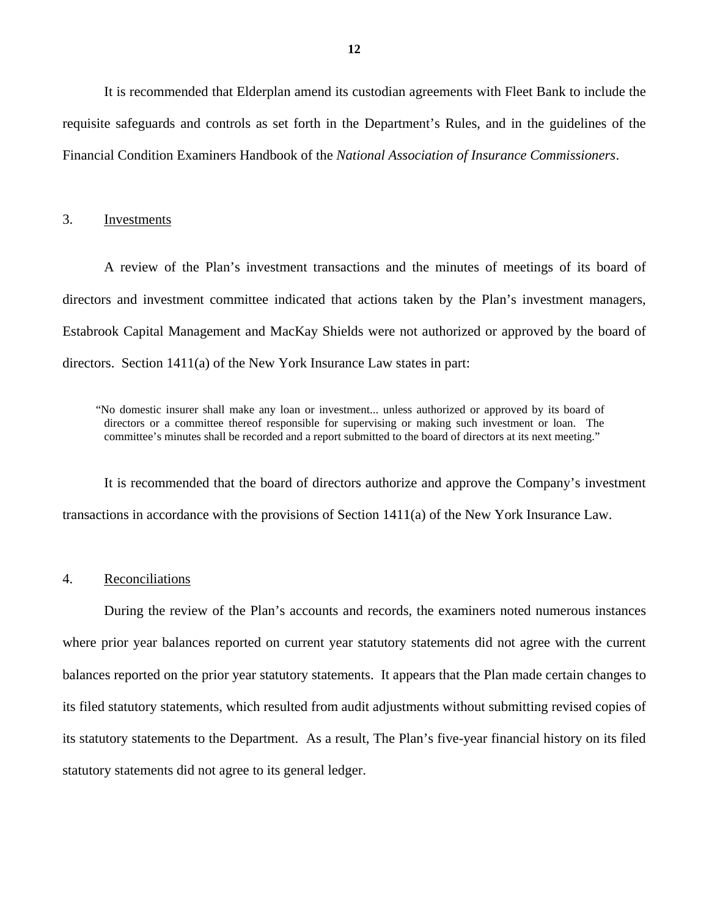It is recommended that Elderplan amend its custodian agreements with Fleet Bank to include the requisite safeguards and controls as set forth in the Department's Rules, and in the guidelines of the Financial Condition Examiners Handbook of the *National Association of Insurance Commissioners*.

3. Investments

A review of the Plan's investment transactions and the minutes of meetings of its board of directors and investment committee indicated that actions taken by the Plan's investment managers, Estabrook Capital Management and MacKay Shields were not authorized or approved by the board of directors. Section 1411(a) of the New York Insurance Law states in part:

> "No domestic insurer shall make any loan or investment... unless authorized or approved by its board of directors or a committee thereof responsible for supervising or making such investment or loan. The committee's minutes shall be recorded and a report submitted to the board of directors at its next meeting."

It is recommended that the board of directors authorize and approve the Company's investment transactions in accordance with the provisions of Section 1411(a) of the New York Insurance Law.

4. Reconciliations

During the review of the Plan's accounts and records, the examiners noted numerous instances where prior year balances reported on current year statutory statements did not agree with the current balances reported on the prior year statutory statements. It appears that the Plan made certain changes to its filed statutory statements, which resulted from audit adjustments without submitting revised copies of its statutory statements to the Department. As a result, The Plan's five-year financial history on its filed statutory statements did not agree to its general ledger.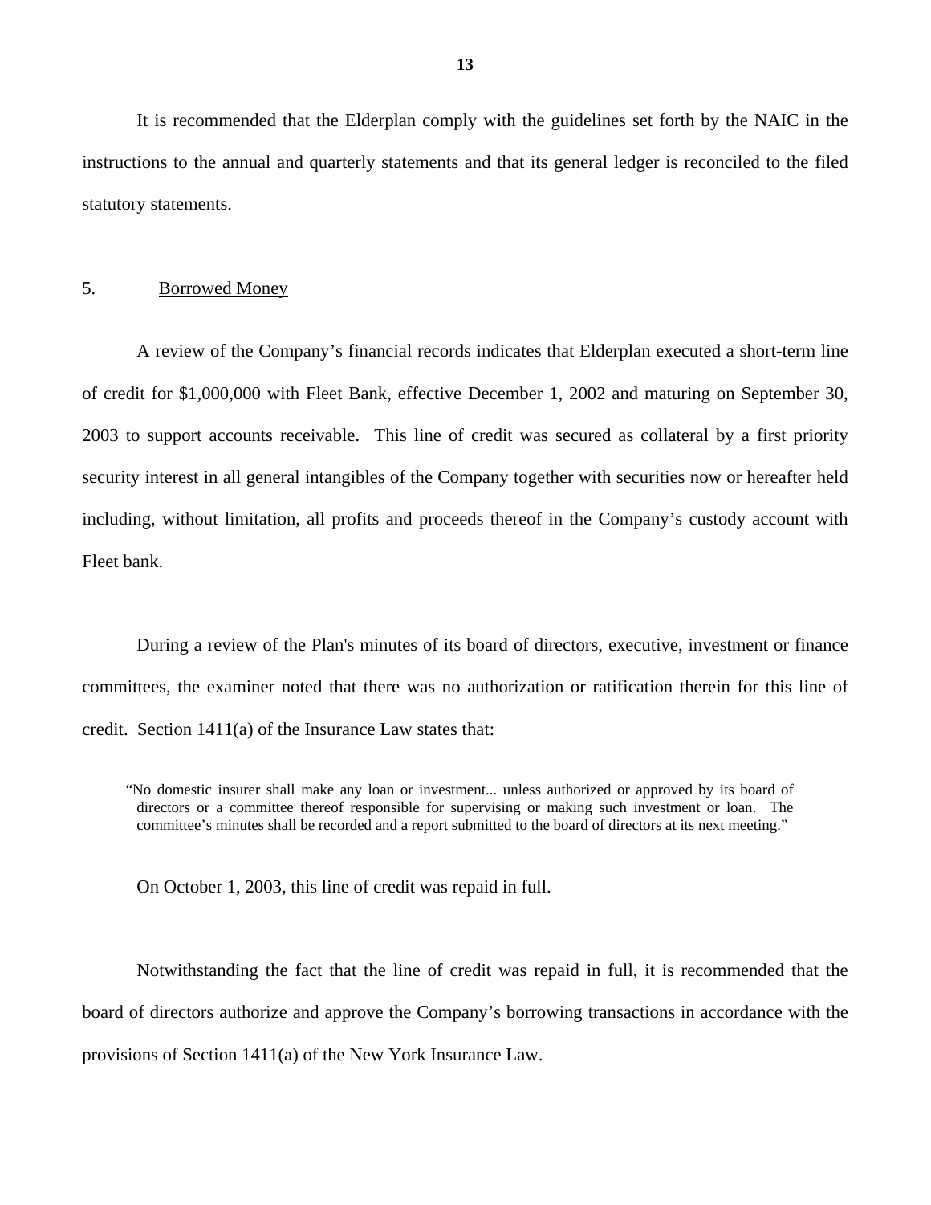It is recommended that the Elderplan comply with the guidelines set forth by the NAIC in the instructions to the annual and quarterly statements and that its general ledger is reconciled to the filed statutory statements.

5. Borrowed Money

A review of the Company's financial records indicates that Elderplan executed a short-term line of credit for $1,000,000 with Fleet Bank, effective December 1, 2002 and maturing on September 30, 2003 to support accounts receivable. This line of credit was secured as collateral by a first priority security interest in all general intangibles of the Company together with securities now or hereafter held including, without limitation, all profits and proceeds thereof in the Company's custody account with Fleet bank.

During a review of the Plan's minutes of its board of directors, executive, investment or finance committees, the examiner noted that there was no authorization or ratification therein for this line of credit. Section 1411(a) of the Insurance Law states that:

> "No domestic insurer shall make any loan or investment... unless authorized or approved by its board of directors or a committee thereof responsible for supervising or making such investment or loan. The committee's minutes shall be recorded and a report submitted to the board of directors at its next meeting."

On October 1, 2003, this line of credit was repaid in full.

Notwithstanding the fact that the line of credit was repaid in full, it is recommended that the board of directors authorize and approve the Company's borrowing transactions in accordance with the provisions of Section 1411(a) of the New York Insurance Law.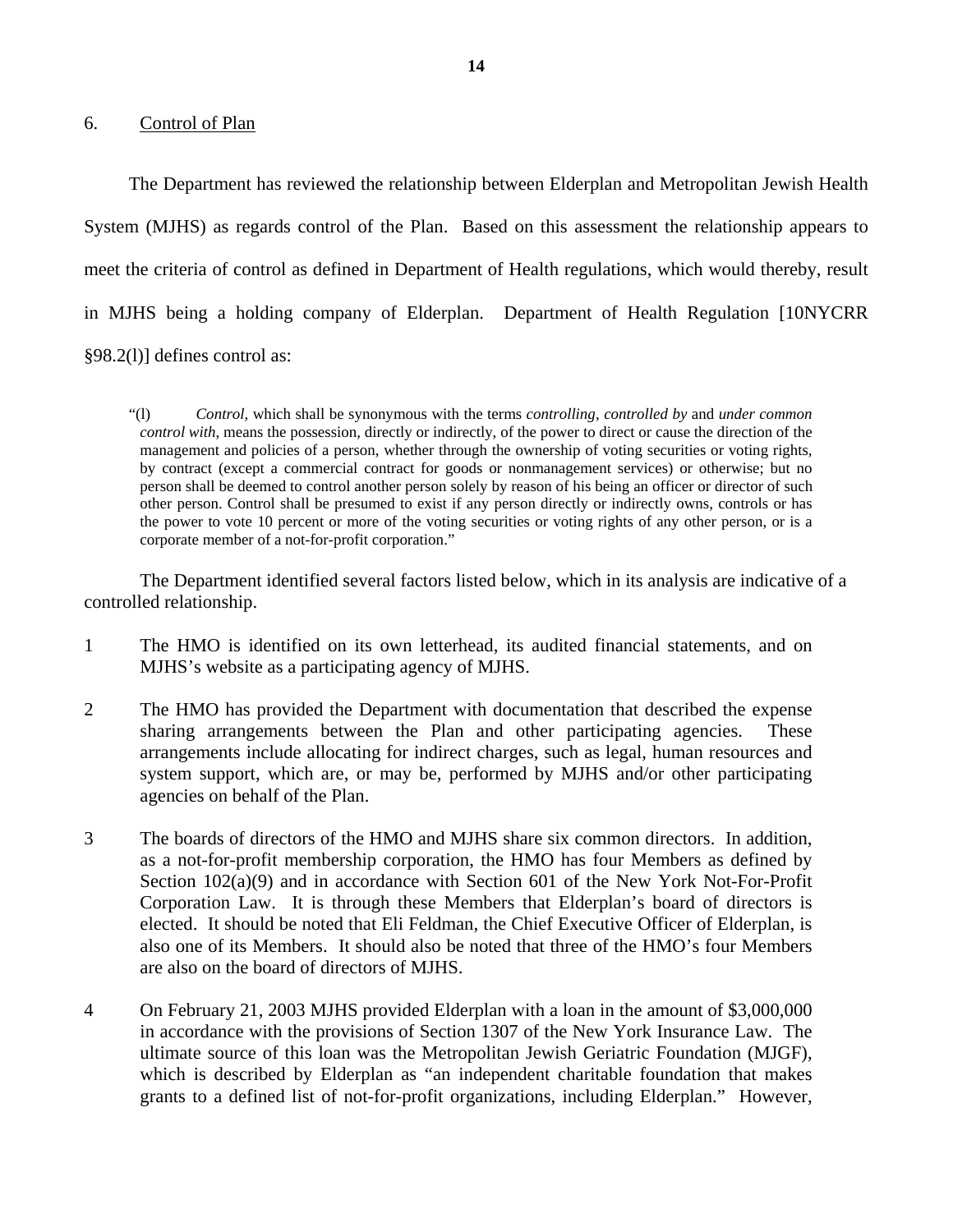6. Control of Plan

The Department has reviewed the relationship between Elderplan and Metropolitan Jewish Health System (MJHS) as regards control of the Plan. Based on this assessment the relationship appears to meet the criteria of control as defined in Department of Health regulations, which would thereby, result in MJHS being a holding company of Elderplan. Department of Health Regulation [10NYCRR §98.2(l)] defines control as:

> "(l) *Control*, which shall be synonymous with the terms *controlling, controlled by* and *under common control with*, means the possession, directly or indirectly, of the power to direct or cause the direction of the management and policies of a person, whether through the ownership of voting securities or voting rights, by contract (except a commercial contract for goods or nonmanagement services) or otherwise; but no person shall be deemed to control another person solely by reason of his being an officer or director of such other person. Control shall be presumed to exist if any person directly or indirectly owns, controls or has the power to vote 10 percent or more of the voting securities or voting rights of any other person, or is a corporate member of a not-for-profit corporation."

The Department identified several factors listed below, which in its analysis are indicative of a controlled relationship.

1 The HMO is identified on its own letterhead, its audited financial statements, and on MJHS's website as a participating agency of MJHS.

2 The HMO has provided the Department with documentation that described the expense sharing arrangements between the Plan and other participating agencies. These arrangements include allocating for indirect charges, such as legal, human resources and system support, which are, or may be, performed by MJHS and/or other participating agencies on behalf of the Plan.

3 The boards of directors of the HMO and MJHS share six common directors. In addition, as a not-for-profit membership corporation, the HMO has four Members as defined by Section 102(a)(9) and in accordance with Section 601 of the New York Not-For-Profit Corporation Law. It is through these Members that Elderplan's board of directors is elected. It should be noted that Eli Feldman, the Chief Executive Officer of Elderplan, is also one of its Members. It should also be noted that three of the HMO's four Members are also on the board of directors of MJHS.

4 On February 21, 2003 MJHS provided Elderplan with a loan in the amount of $3,000,000 in accordance with the provisions of Section 1307 of the New York Insurance Law. The ultimate source of this loan was the Metropolitan Jewish Geriatric Foundation (MJGF), which is described by Elderplan as "an independent charitable foundation that makes grants to a defined list of not-for-profit organizations, including Elderplan." However,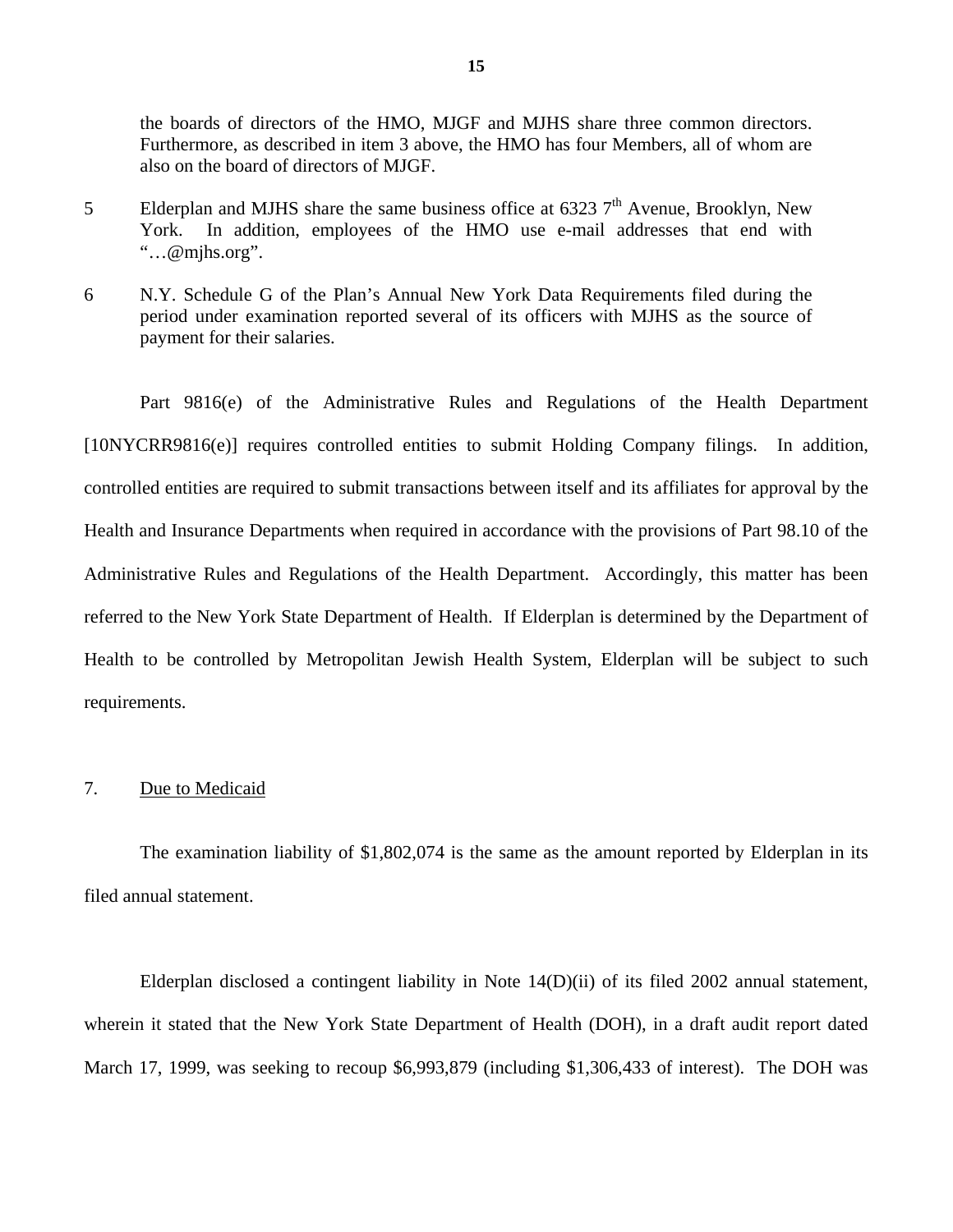the boards of directors of the HMO, MJGF and MJHS share three common directors. Furthermore, as described in item 3 above, the HMO has four Members, all of whom are also on the board of directors of MJGF.

5 Elderplan and MJHS share the same business office at 6323 7th Avenue, Brooklyn, New York. In addition, employees of the HMO use e-mail addresses that end with "…@mjhs.org".

6 N.Y. Schedule G of the Plan's Annual New York Data Requirements filed during the period under examination reported several of its officers with MJHS as the source of payment for their salaries.

Part 9816(e) of the Administrative Rules and Regulations of the Health Department [10NYCRR9816(e)] requires controlled entities to submit Holding Company filings. In addition, controlled entities are required to submit transactions between itself and its affiliates for approval by the Health and Insurance Departments when required in accordance with the provisions of Part 98.10 of the Administrative Rules and Regulations of the Health Department. Accordingly, this matter has been referred to the New York State Department of Health. If Elderplan is determined by the Department of Health to be controlled by Metropolitan Jewish Health System, Elderplan will be subject to such requirements.

7. <u>Due to Medicaid</u>

The examination liability of $1,802,074 is the same as the amount reported by Elderplan in its filed annual statement.

Elderplan disclosed a contingent liability in Note 14(D)(ii) of its filed 2002 annual statement, wherein it stated that the New York State Department of Health (DOH), in a draft audit report dated March 17, 1999, was seeking to recoup $6,993,879 (including $1,306,433 of interest). The DOH was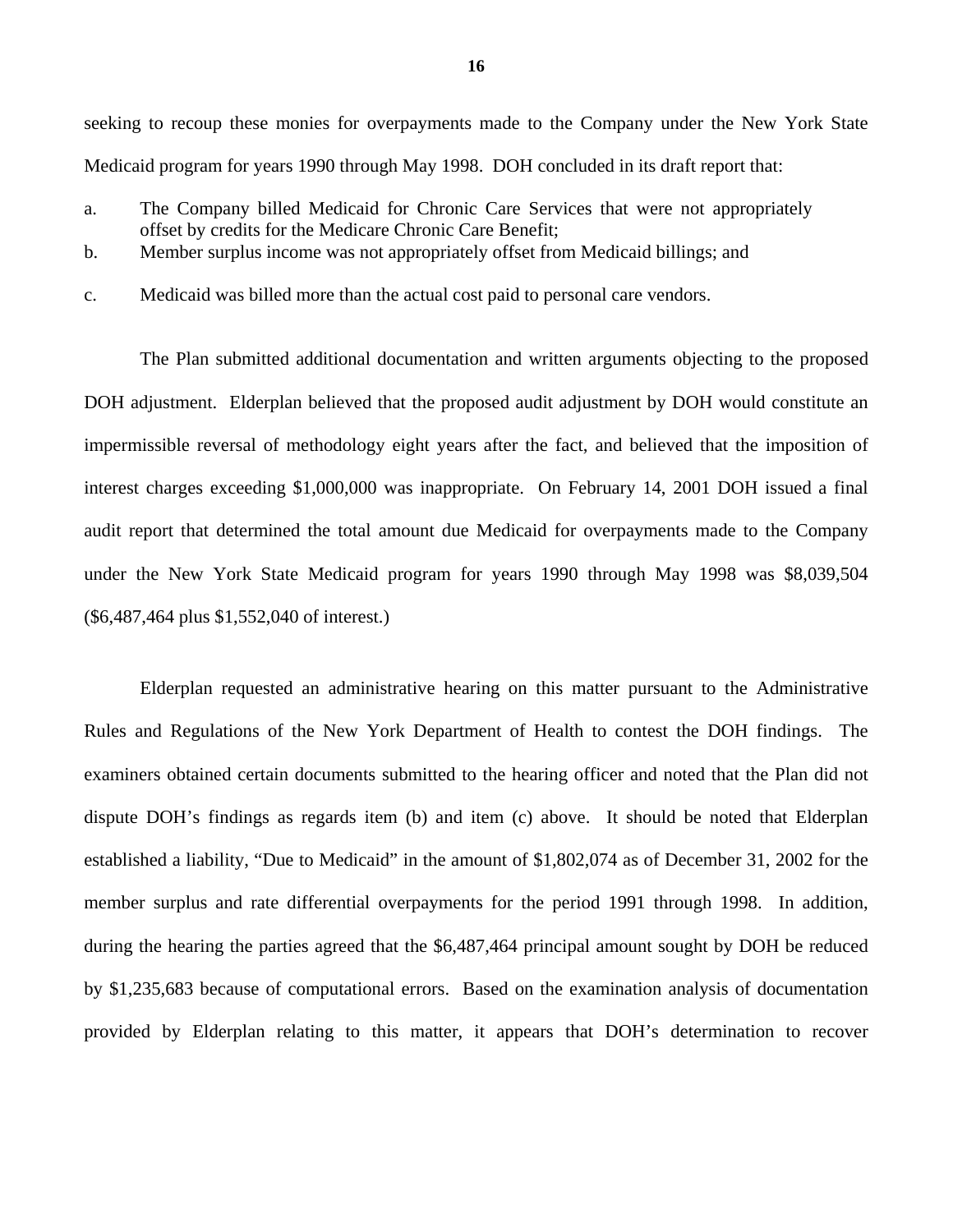seeking to recoup these monies for overpayments made to the Company under the New York State Medicaid program for years 1990 through May 1998. DOH concluded in its draft report that:

a. The Company billed Medicaid for Chronic Care Services that were not appropriately offset by credits for the Medicare Chronic Care Benefit;

b. Member surplus income was not appropriately offset from Medicaid billings; and

c. Medicaid was billed more than the actual cost paid to personal care vendors.

The Plan submitted additional documentation and written arguments objecting to the proposed DOH adjustment. Elderplan believed that the proposed audit adjustment by DOH would constitute an impermissible reversal of methodology eight years after the fact, and believed that the imposition of interest charges exceeding $1,000,000 was inappropriate. On February 14, 2001 DOH issued a final audit report that determined the total amount due Medicaid for overpayments made to the Company under the New York State Medicaid program for years 1990 through May 1998 was $8,039,504 ($6,487,464 plus $1,552,040 of interest.)

Elderplan requested an administrative hearing on this matter pursuant to the Administrative Rules and Regulations of the New York Department of Health to contest the DOH findings. The examiners obtained certain documents submitted to the hearing officer and noted that the Plan did not dispute DOH's findings as regards item (b) and item (c) above. It should be noted that Elderplan established a liability, "Due to Medicaid" in the amount of $1,802,074 as of December 31, 2002 for the member surplus and rate differential overpayments for the period 1991 through 1998. In addition, during the hearing the parties agreed that the $6,487,464 principal amount sought by DOH be reduced by $1,235,683 because of computational errors. Based on the examination analysis of documentation provided by Elderplan relating to this matter, it appears that DOH's determination to recover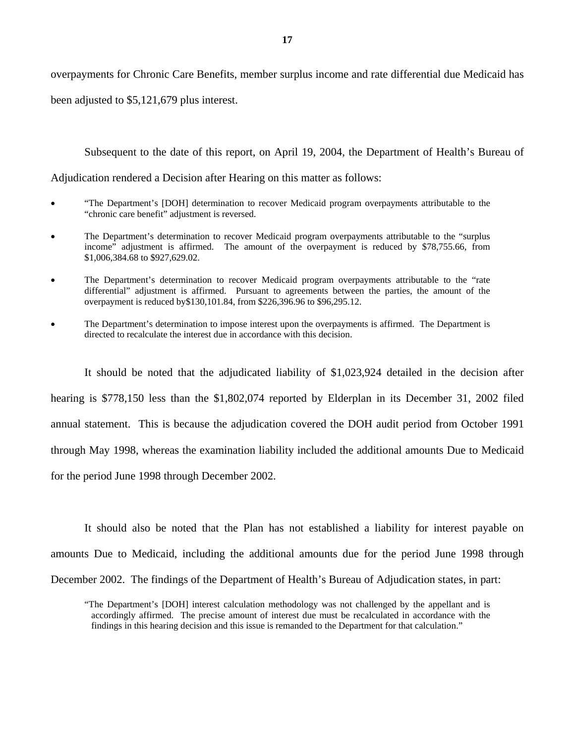overpayments for Chronic Care Benefits, member surplus income and rate differential due Medicaid has been adjusted to $5,121,679 plus interest.

Subsequent to the date of this report, on April 19, 2004, the Department of Health's Bureau of Adjudication rendered a Decision after Hearing on this matter as follows:

- "The Department's [DOH] determination to recover Medicaid program overpayments attributable to the "chronic care benefit" adjustment is reversed.
- The Department's determination to recover Medicaid program overpayments attributable to the "surplus income" adjustment is affirmed. The amount of the overpayment is reduced by $78,755.66, from $1,006,384.68 to $927,629.02.
- The Department's determination to recover Medicaid program overpayments attributable to the "rate differential" adjustment is affirmed. Pursuant to agreements between the parties, the amount of the overpayment is reduced by$130,101.84, from $226,396.96 to $96,295.12.
- The Department's determination to impose interest upon the overpayments is affirmed. The Department is directed to recalculate the interest due in accordance with this decision.

It should be noted that the adjudicated liability of $1,023,924 detailed in the decision after hearing is $778,150 less than the $1,802,074 reported by Elderplan in its December 31, 2002 filed annual statement. This is because the adjudication covered the DOH audit period from October 1991 through May 1998, whereas the examination liability included the additional amounts Due to Medicaid for the period June 1998 through December 2002.

It should also be noted that the Plan has not established a liability for interest payable on amounts Due to Medicaid, including the additional amounts due for the period June 1998 through December 2002. The findings of the Department of Health's Bureau of Adjudication states, in part:

> "The Department's [DOH] interest calculation methodology was not challenged by the appellant and is accordingly affirmed. The precise amount of interest due must be recalculated in accordance with the findings in this hearing decision and this issue is remanded to the Department for that calculation."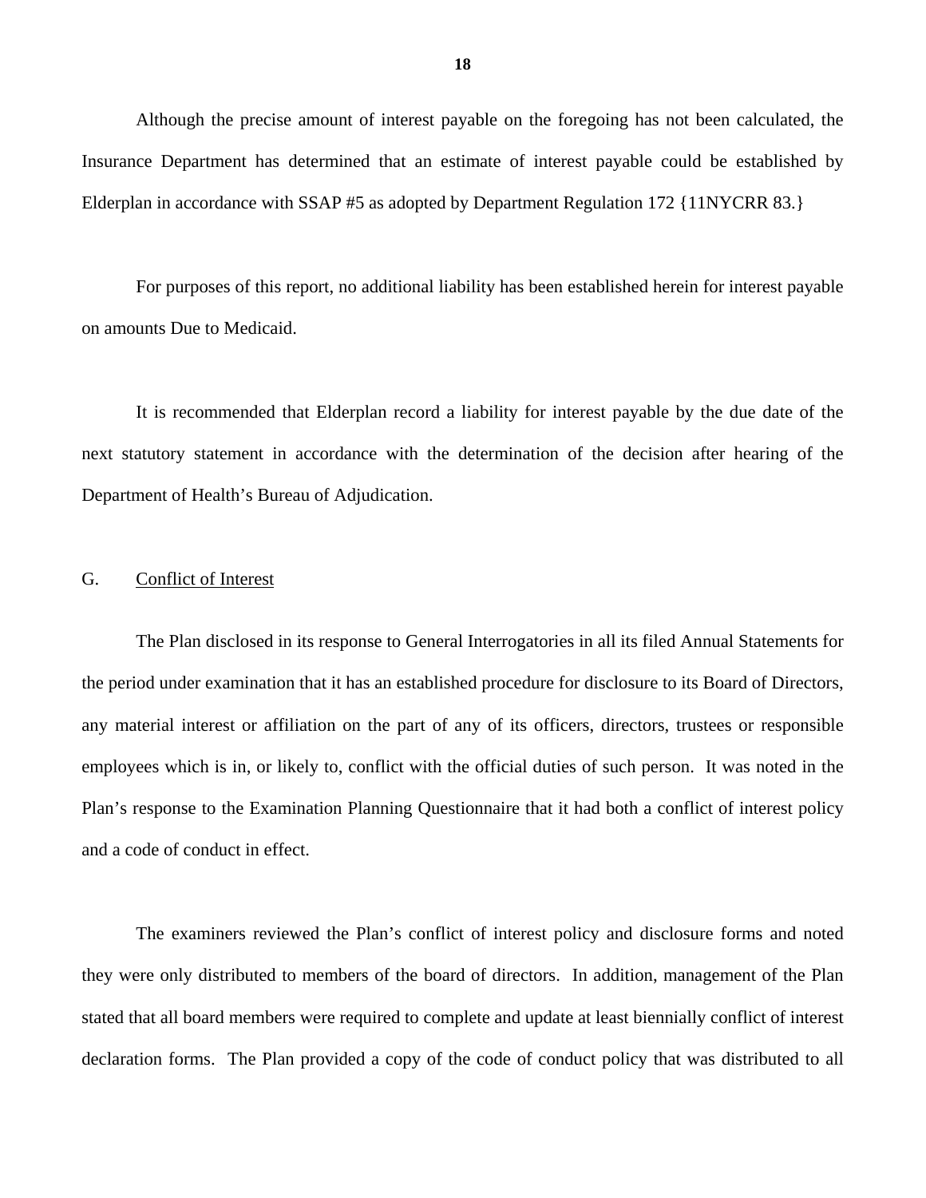Although the precise amount of interest payable on the foregoing has not been calculated, the Insurance Department has determined that an estimate of interest payable could be established by Elderplan in accordance with SSAP #5 as adopted by Department Regulation 172 {11NYCRR 83.}

For purposes of this report, no additional liability has been established herein for interest payable on amounts Due to Medicaid.

It is recommended that Elderplan record a liability for interest payable by the due date of the next statutory statement in accordance with the determination of the decision after hearing of the Department of Health's Bureau of Adjudication.

## G. Conflict of Interest

The Plan disclosed in its response to General Interrogatories in all its filed Annual Statements for the period under examination that it has an established procedure for disclosure to its Board of Directors, any material interest or affiliation on the part of any of its officers, directors, trustees or responsible employees which is in, or likely to, conflict with the official duties of such person. It was noted in the Plan's response to the Examination Planning Questionnaire that it had both a conflict of interest policy and a code of conduct in effect.

The examiners reviewed the Plan's conflict of interest policy and disclosure forms and noted they were only distributed to members of the board of directors. In addition, management of the Plan stated that all board members were required to complete and update at least biennially conflict of interest declaration forms. The Plan provided a copy of the code of conduct policy that was distributed to all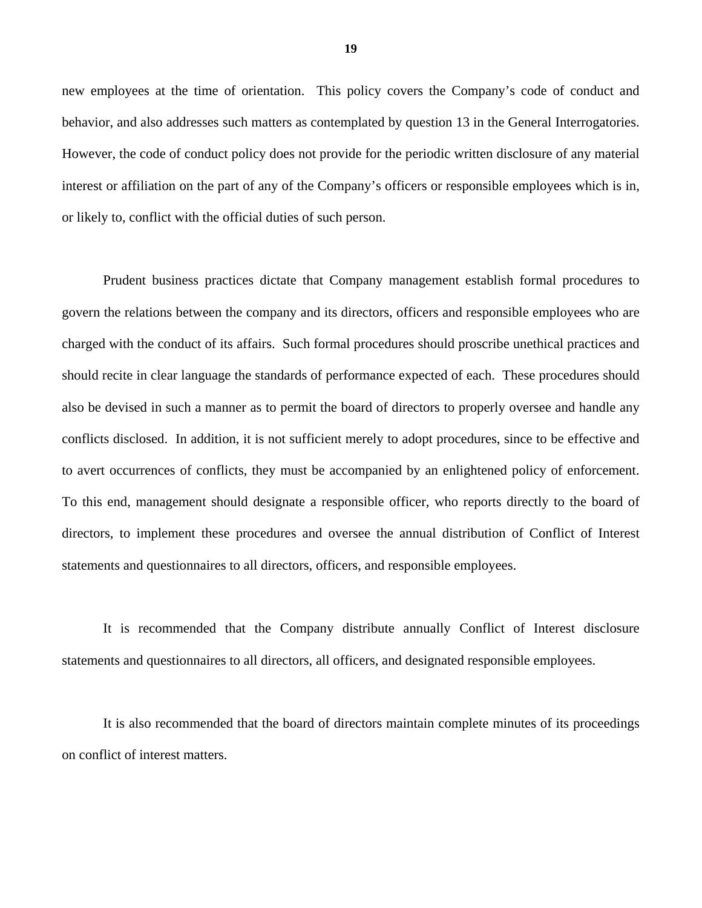new employees at the time of orientation. This policy covers the Company's code of conduct and behavior, and also addresses such matters as contemplated by question 13 in the General Interrogatories. However, the code of conduct policy does not provide for the periodic written disclosure of any material interest or affiliation on the part of any of the Company's officers or responsible employees which is in, or likely to, conflict with the official duties of such person.

Prudent business practices dictate that Company management establish formal procedures to govern the relations between the company and its directors, officers and responsible employees who are charged with the conduct of its affairs. Such formal procedures should proscribe unethical practices and should recite in clear language the standards of performance expected of each. These procedures should also be devised in such a manner as to permit the board of directors to properly oversee and handle any conflicts disclosed. In addition, it is not sufficient merely to adopt procedures, since to be effective and to avert occurrences of conflicts, they must be accompanied by an enlightened policy of enforcement. To this end, management should designate a responsible officer, who reports directly to the board of directors, to implement these procedures and oversee the annual distribution of Conflict of Interest statements and questionnaires to all directors, officers, and responsible employees.

It is recommended that the Company distribute annually Conflict of Interest disclosure statements and questionnaires to all directors, all officers, and designated responsible employees.

It is also recommended that the board of directors maintain complete minutes of its proceedings on conflict of interest matters.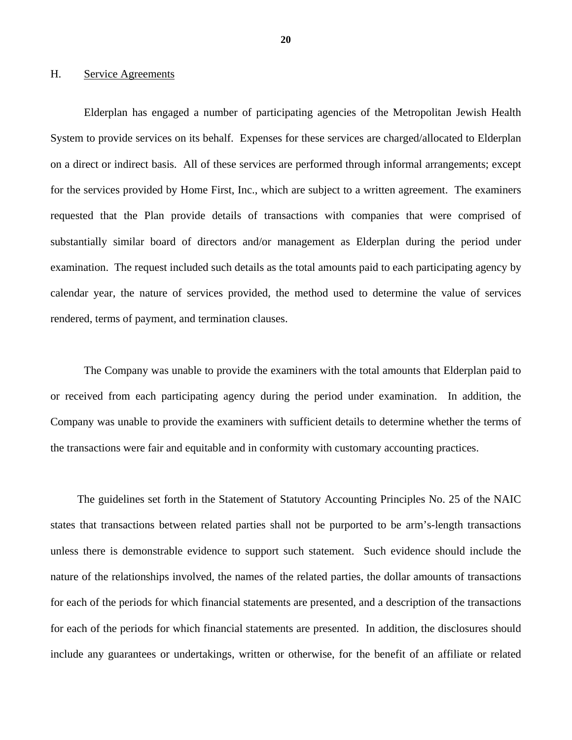## H. Service Agreements

Elderplan has engaged a number of participating agencies of the Metropolitan Jewish Health System to provide services on its behalf. Expenses for these services are charged/allocated to Elderplan on a direct or indirect basis. All of these services are performed through informal arrangements; except for the services provided by Home First, Inc., which are subject to a written agreement. The examiners requested that the Plan provide details of transactions with companies that were comprised of substantially similar board of directors and/or management as Elderplan during the period under examination. The request included such details as the total amounts paid to each participating agency by calendar year, the nature of services provided, the method used to determine the value of services rendered, terms of payment, and termination clauses.

The Company was unable to provide the examiners with the total amounts that Elderplan paid to or received from each participating agency during the period under examination. In addition, the Company was unable to provide the examiners with sufficient details to determine whether the terms of the transactions were fair and equitable and in conformity with customary accounting practices.

The guidelines set forth in the Statement of Statutory Accounting Principles No. 25 of the NAIC states that transactions between related parties shall not be purported to be arm's-length transactions unless there is demonstrable evidence to support such statement. Such evidence should include the nature of the relationships involved, the names of the related parties, the dollar amounts of transactions for each of the periods for which financial statements are presented, and a description of the transactions for each of the periods for which financial statements are presented. In addition, the disclosures should include any guarantees or undertakings, written or otherwise, for the benefit of an affiliate or related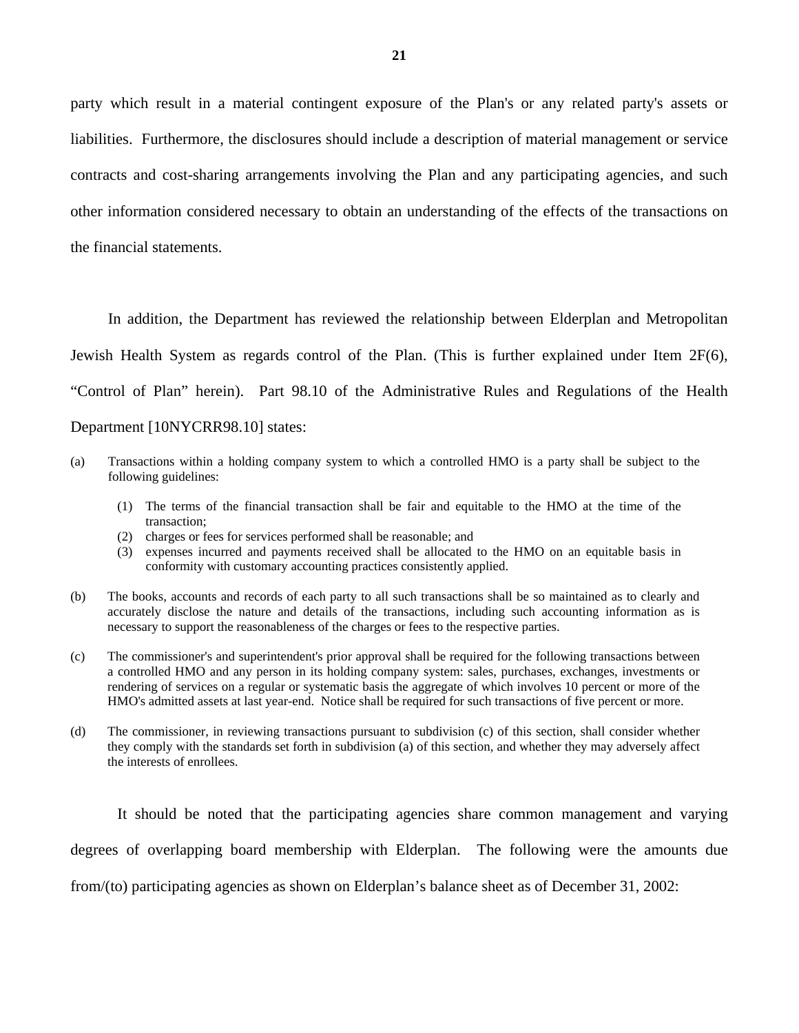party which result in a material contingent exposure of the Plan's or any related party's assets or liabilities. Furthermore, the disclosures should include a description of material management or service contracts and cost-sharing arrangements involving the Plan and any participating agencies, and such other information considered necessary to obtain an understanding of the effects of the transactions on the financial statements.

In addition, the Department has reviewed the relationship between Elderplan and Metropolitan Jewish Health System as regards control of the Plan. (This is further explained under Item 2F(6), “Control of Plan” herein). Part 98.10 of the Administrative Rules and Regulations of the Health Department [10NYCRR98.10] states:

(a) Transactions within a holding company system to which a controlled HMO is a party shall be subject to the following guidelines:

   (1) The terms of the financial transaction shall be fair and equitable to the HMO at the time of the transaction;
   (2) charges or fees for services performed shall be reasonable; and
   (3) expenses incurred and payments received shall be allocated to the HMO on an equitable basis in conformity with customary accounting practices consistently applied.

(b) The books, accounts and records of each party to all such transactions shall be so maintained as to clearly and accurately disclose the nature and details of the transactions, including such accounting information as is necessary to support the reasonableness of the charges or fees to the respective parties.

(c) The commissioner's and superintendent's prior approval shall be required for the following transactions between a controlled HMO and any person in its holding company system: sales, purchases, exchanges, investments or rendering of services on a regular or systematic basis the aggregate of which involves 10 percent or more of the HMO's admitted assets at last year-end. Notice shall be required for such transactions of five percent or more.

(d) The commissioner, in reviewing transactions pursuant to subdivision (c) of this section, shall consider whether they comply with the standards set forth in subdivision (a) of this section, and whether they may adversely affect the interests of enrollees.

It should be noted that the participating agencies share common management and varying degrees of overlapping board membership with Elderplan. The following were the amounts due from/(to) participating agencies as shown on Elderplan’s balance sheet as of December 31, 2002: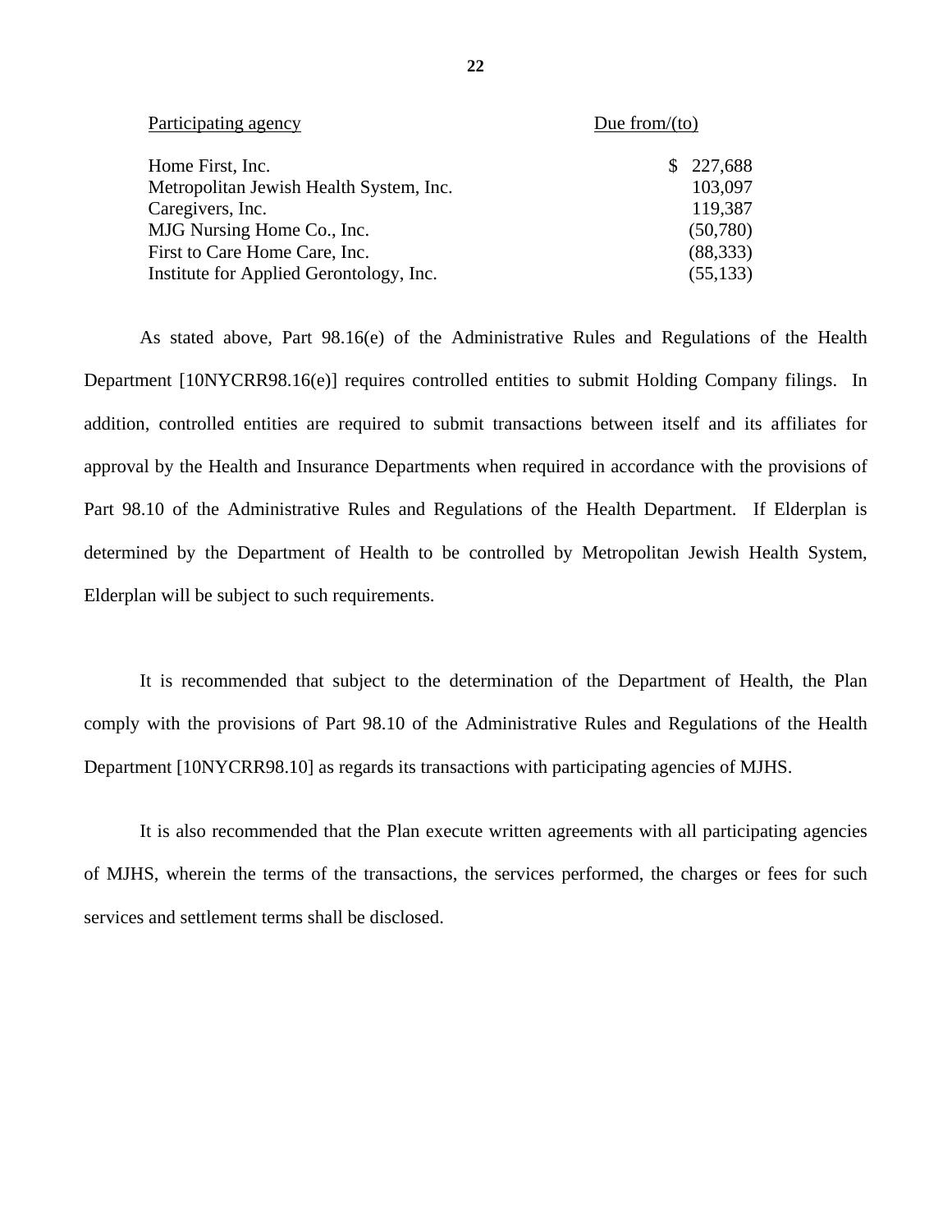| Participating agency | Due from/(to) |
|---|---|
| Home First, Inc. | $ 227,688 |
| Metropolitan Jewish Health System, Inc. | 103,097 |
| Caregivers, Inc. | 119,387 |
| MJG Nursing Home Co., Inc. | (50,780) |
| First to Care Home Care, Inc. | (88,333) |
| Institute for Applied Gerontology, Inc. | (55,133) |

As stated above, Part 98.16(e) of the Administrative Rules and Regulations of the Health Department [10NYCRR98.16(e)] requires controlled entities to submit Holding Company filings. In addition, controlled entities are required to submit transactions between itself and its affiliates for approval by the Health and Insurance Departments when required in accordance with the provisions of Part 98.10 of the Administrative Rules and Regulations of the Health Department. If Elderplan is determined by the Department of Health to be controlled by Metropolitan Jewish Health System, Elderplan will be subject to such requirements.

It is recommended that subject to the determination of the Department of Health, the Plan comply with the provisions of Part 98.10 of the Administrative Rules and Regulations of the Health Department [10NYCRR98.10] as regards its transactions with participating agencies of MJHS.

It is also recommended that the Plan execute written agreements with all participating agencies of MJHS, wherein the terms of the transactions, the services performed, the charges or fees for such services and settlement terms shall be disclosed.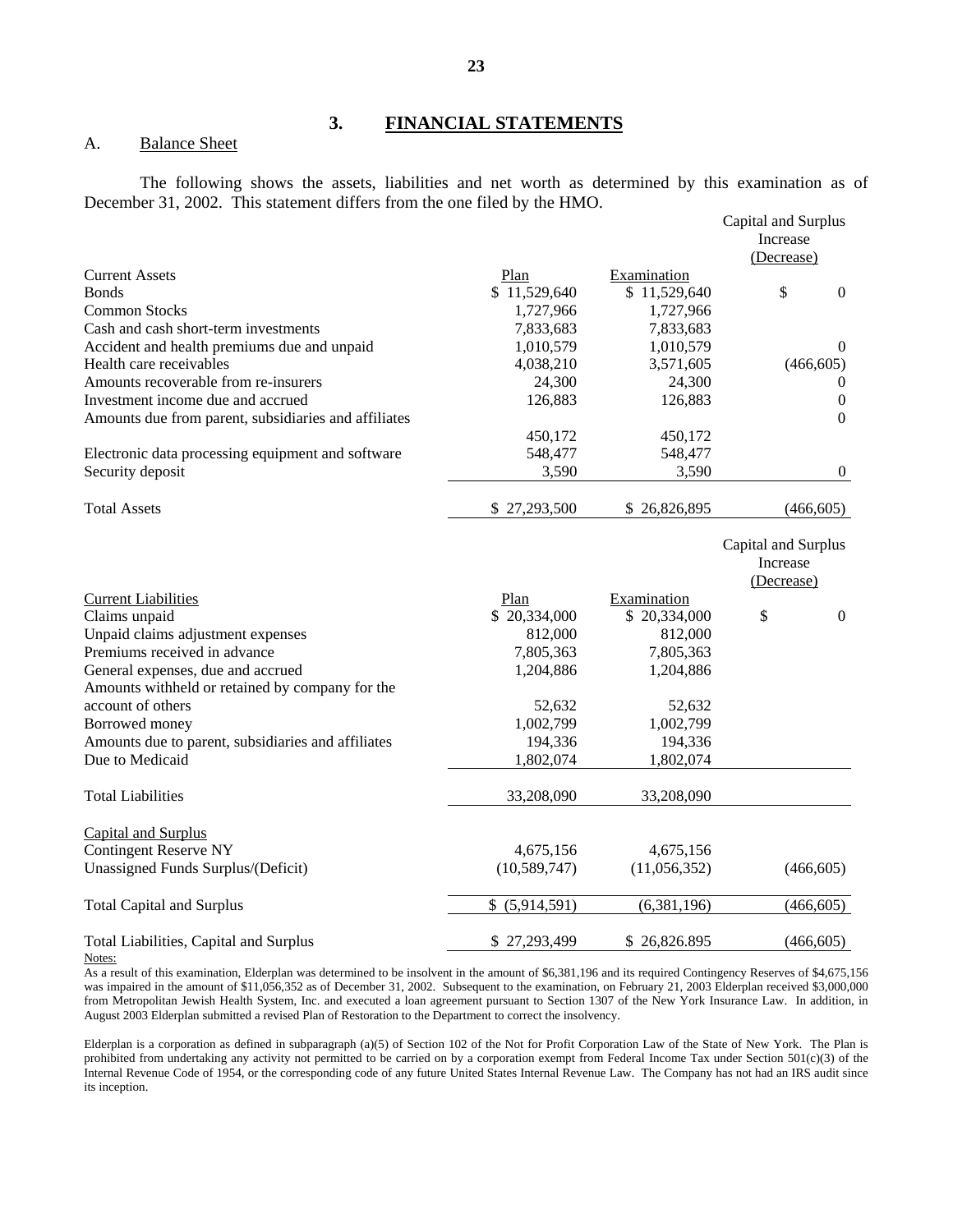## 3. FINANCIAL STATEMENTS

### A. Balance Sheet

The following shows the assets, liabilities and net worth as determined by this examination as of December 31, 2002. This statement differs from the one filed by the HMO.

| Current Assets | Plan | Examination | Capital and Surplus Increase (Decrease) |
|---|---|---|---|
| Bonds | $ 11,529,640 | $ 11,529,640 | $ 0 |
| Common Stocks | 1,727,966 | 1,727,966 | |
| Cash and cash short-term investments | 7,833,683 | 7,833,683 | |
| Accident and health premiums due and unpaid | 1,010,579 | 1,010,579 | 0 |
| Health care receivables | 4,038,210 | 3,571,605 | (466,605) |
| Amounts recoverable from re-insurers | 24,300 | 24,300 | 0 |
| Investment income due and accrued | 126,883 | 126,883 | 0 |
| Amounts due from parent, subsidiaries and affiliates | 450,172 | 450,172 | 0 |
| Electronic data processing equipment and software | 548,477 | 548,477 | |
| Security deposit | 3,590 | 3,590 | 0 |
| Total Assets | $ 27,293,500 | $ 26,826,895 | (466,605) |

| Current Liabilities | Plan | Examination | Capital and Surplus Increase (Decrease) |
|---|---|---|---|
| Claims unpaid | $ 20,334,000 | $ 20,334,000 | $ 0 |
| Unpaid claims adjustment expenses | 812,000 | 812,000 | |
| Premiums received in advance | 7,805,363 | 7,805,363 | |
| General expenses, due and accrued | 1,204,886 | 1,204,886 | |
| Amounts withheld or retained by company for the account of others | 52,632 | 52,632 | |
| Borrowed money | 1,002,799 | 1,002,799 | |
| Amounts due to parent, subsidiaries and affiliates | 194,336 | 194,336 | |
| Due to Medicaid | 1,802,074 | 1,802,074 | |
| Total Liabilities | 33,208,090 | 33,208,090 | |
| **Capital and Surplus** | | | |
| Contingent Reserve NY | 4,675,156 | 4,675,156 | |
| Unassigned Funds Surplus/(Deficit) | (10,589,747) | (11,056,352) | (466,605) |
| Total Capital and Surplus | $ (5,914,591) | (6,381,196) | (466,605) |
| Total Liabilities, Capital and Surplus | $ 27,293,499 | $ 26,826.895 | (466,605) |

Notes:

As a result of this examination, Elderplan was determined to be insolvent in the amount of $6,381,196 and its required Contingency Reserves of $4,675,156 was impaired in the amount of $11,056,352 as of December 31, 2002. Subsequent to the examination, on February 21, 2003 Elderplan received $3,000,000 from Metropolitan Jewish Health System, Inc. and executed a loan agreement pursuant to Section 1307 of the New York Insurance Law. In addition, in August 2003 Elderplan submitted a revised Plan of Restoration to the Department to correct the insolvency.

Elderplan is a corporation as defined in subparagraph (a)(5) of Section 102 of the Not for Profit Corporation Law of the State of New York. The Plan is prohibited from undertaking any activity not permitted to be carried on by a corporation exempt from Federal Income Tax under Section 501(c)(3) of the Internal Revenue Code of 1954, or the corresponding code of any future United States Internal Revenue Law. The Company has not had an IRS audit since its inception.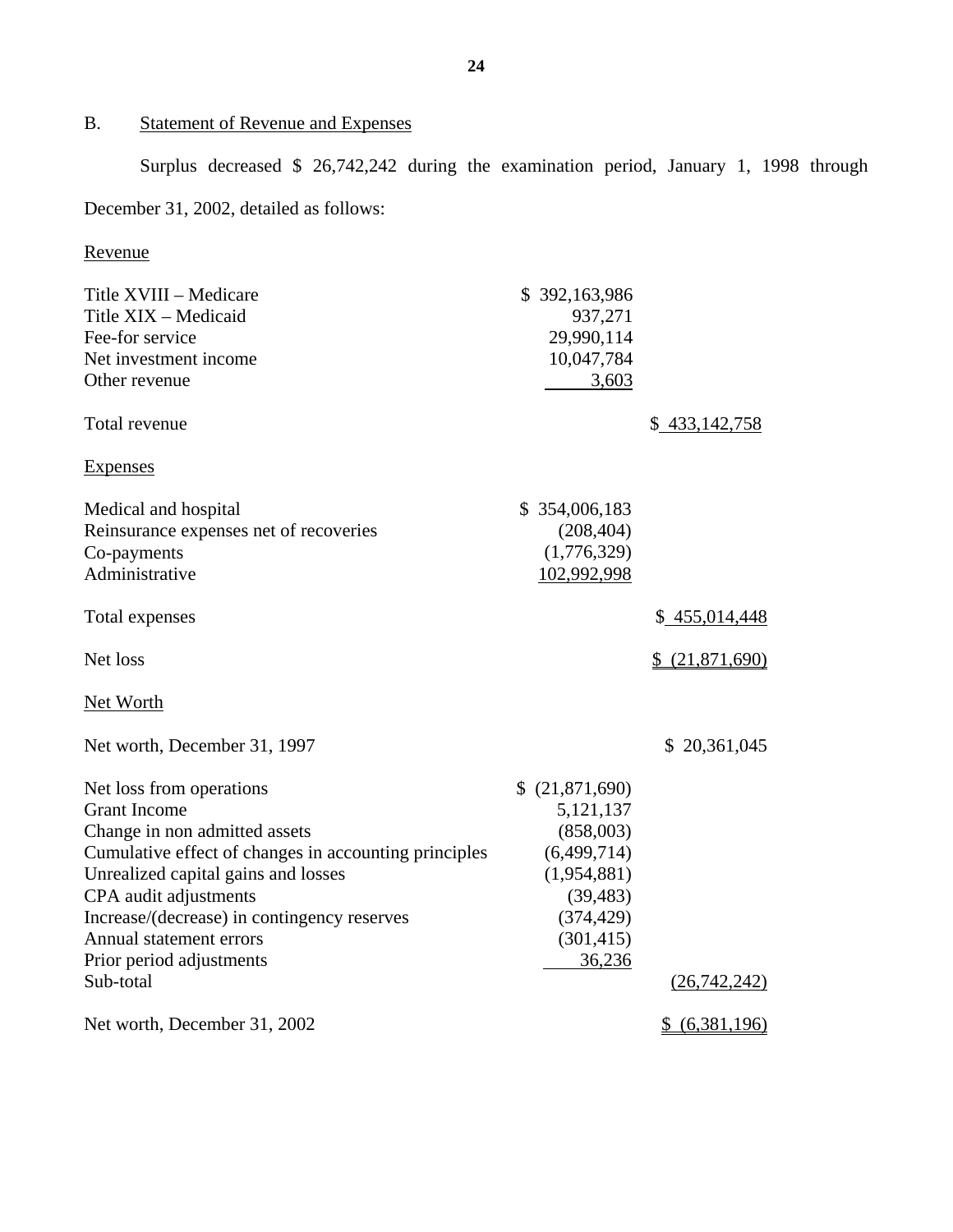B. Statement of Revenue and Expenses

Surplus decreased $ 26,742,242 during the examination period, January 1, 1998 through December 31, 2002, detailed as follows:

| Revenue | | |
|---|---|---|
| Title XVIII – Medicare | $ 392,163,986 | |
| Title XIX – Medicaid | 937,271 | |
| Fee-for service | 29,990,114 | |
| Net investment income | 10,047,784 | |
| Other revenue | 3,603 | |
| Total revenue | | $ 433,142,758 |
| **Expenses** | | |
| Medical and hospital | $ 354,006,183 | |
| Reinsurance expenses net of recoveries | (208,404) | |
| Co-payments | (1,776,329) | |
| Administrative | 102,992,998 | |
| Total expenses | | $ 455,014,448 |
| Net loss | | $ (21,871,690) |
| **Net Worth** | | |
| Net worth, December 31, 1997 | | $ 20,361,045 |
| Net loss from operations | $ (21,871,690) | |
| Grant Income | 5,121,137 | |
| Change in non admitted assets | (858,003) | |
| Cumulative effect of changes in accounting principles | (6,499,714) | |
| Unrealized capital gains and losses | (1,954,881) | |
| CPA audit adjustments | (39,483) | |
| Increase/(decrease) in contingency reserves | (374,429) | |
| Annual statement errors | (301,415) | |
| Prior period adjustments | 36,236 | |
| Sub-total | | (26,742,242) |
| Net worth, December 31, 2002 | | $ (6,381,196) |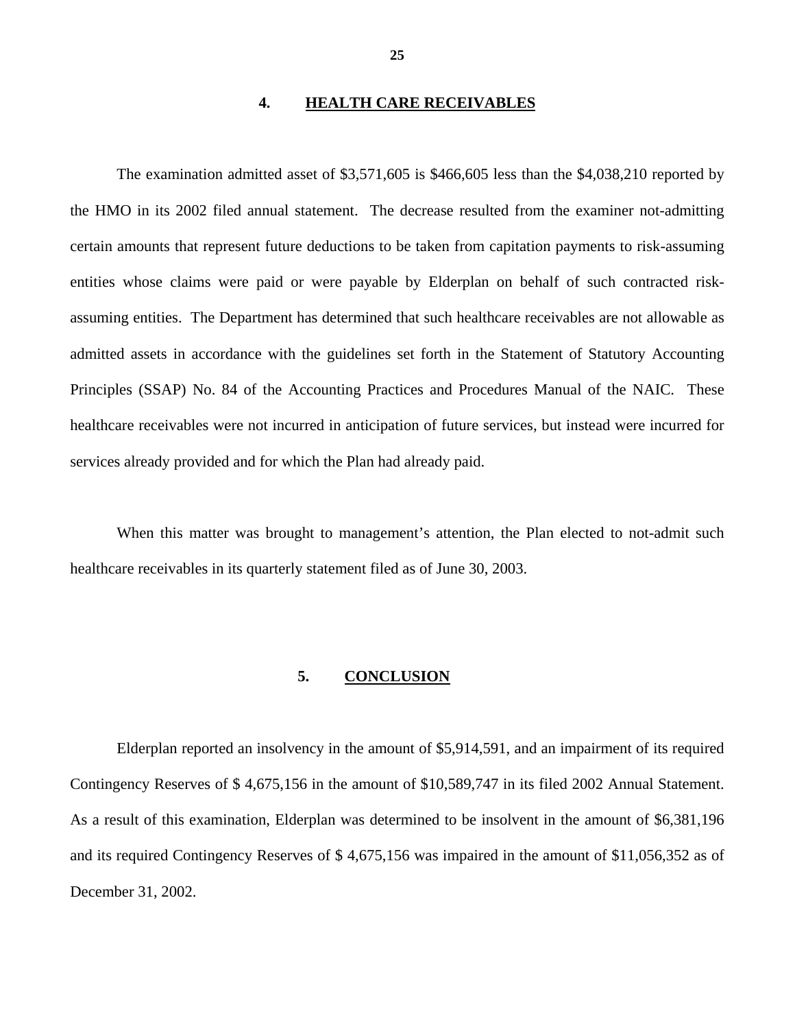## 4. HEALTH CARE RECEIVABLES

The examination admitted asset of $3,571,605 is $466,605 less than the $4,038,210 reported by the HMO in its 2002 filed annual statement. The decrease resulted from the examiner not-admitting certain amounts that represent future deductions to be taken from capitation payments to risk-assuming entities whose claims were paid or were payable by Elderplan on behalf of such contracted risk-assuming entities. The Department has determined that such healthcare receivables are not allowable as admitted assets in accordance with the guidelines set forth in the Statement of Statutory Accounting Principles (SSAP) No. 84 of the Accounting Practices and Procedures Manual of the NAIC. These healthcare receivables were not incurred in anticipation of future services, but instead were incurred for services already provided and for which the Plan had already paid.

When this matter was brought to management's attention, the Plan elected to not-admit such healthcare receivables in its quarterly statement filed as of June 30, 2003.

## 5. CONCLUSION

Elderplan reported an insolvency in the amount of $5,914,591, and an impairment of its required Contingency Reserves of $ 4,675,156 in the amount of $10,589,747 in its filed 2002 Annual Statement. As a result of this examination, Elderplan was determined to be insolvent in the amount of $6,381,196 and its required Contingency Reserves of $ 4,675,156 was impaired in the amount of $11,056,352 as of December 31, 2002.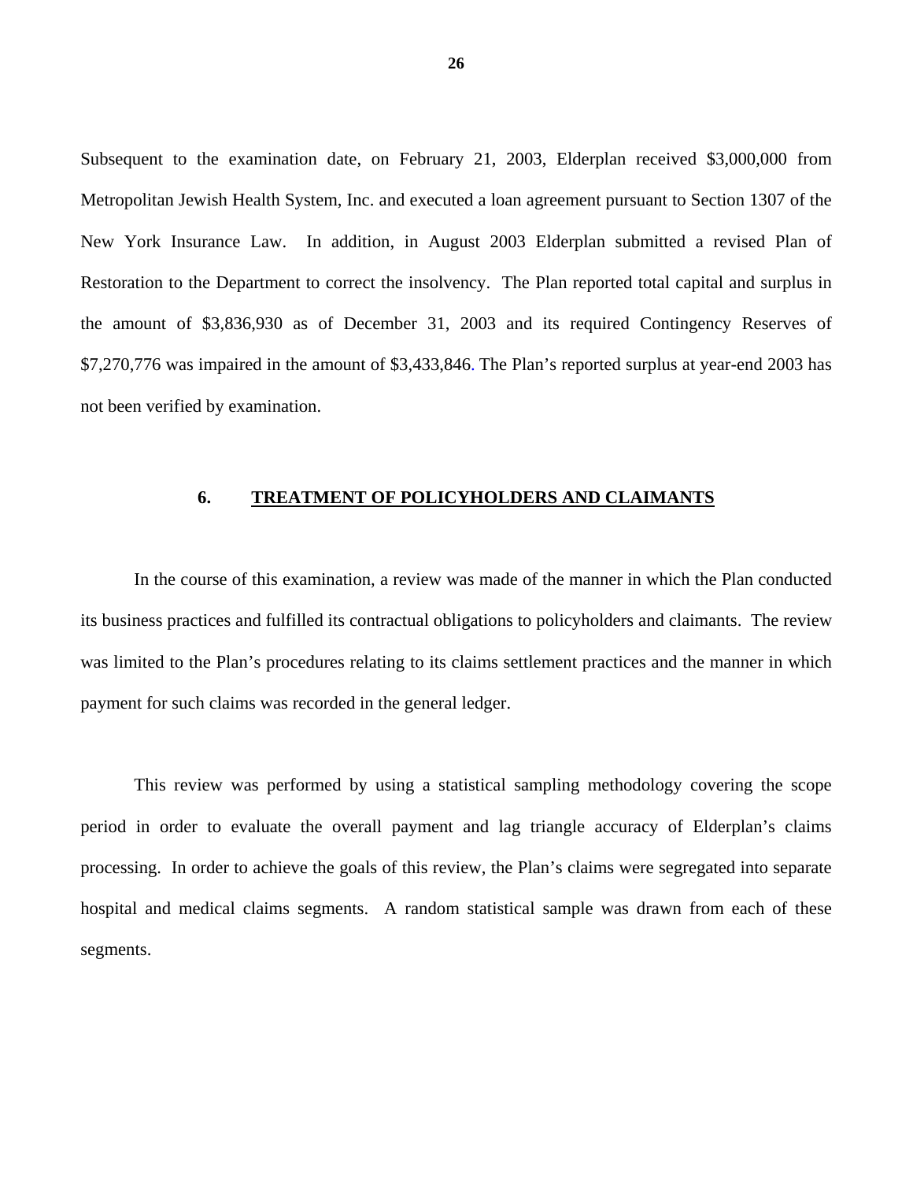Subsequent to the examination date, on February 21, 2003, Elderplan received $3,000,000 from Metropolitan Jewish Health System, Inc. and executed a loan agreement pursuant to Section 1307 of the New York Insurance Law. In addition, in August 2003 Elderplan submitted a revised Plan of Restoration to the Department to correct the insolvency. The Plan reported total capital and surplus in the amount of $3,836,930 as of December 31, 2003 and its required Contingency Reserves of $7,270,776 was impaired in the amount of $3,433,846. The Plan's reported surplus at year-end 2003 has not been verified by examination.

## 6. TREATMENT OF POLICYHOLDERS AND CLAIMANTS

In the course of this examination, a review was made of the manner in which the Plan conducted its business practices and fulfilled its contractual obligations to policyholders and claimants. The review was limited to the Plan's procedures relating to its claims settlement practices and the manner in which payment for such claims was recorded in the general ledger.

This review was performed by using a statistical sampling methodology covering the scope period in order to evaluate the overall payment and lag triangle accuracy of Elderplan's claims processing. In order to achieve the goals of this review, the Plan's claims were segregated into separate hospital and medical claims segments. A random statistical sample was drawn from each of these segments.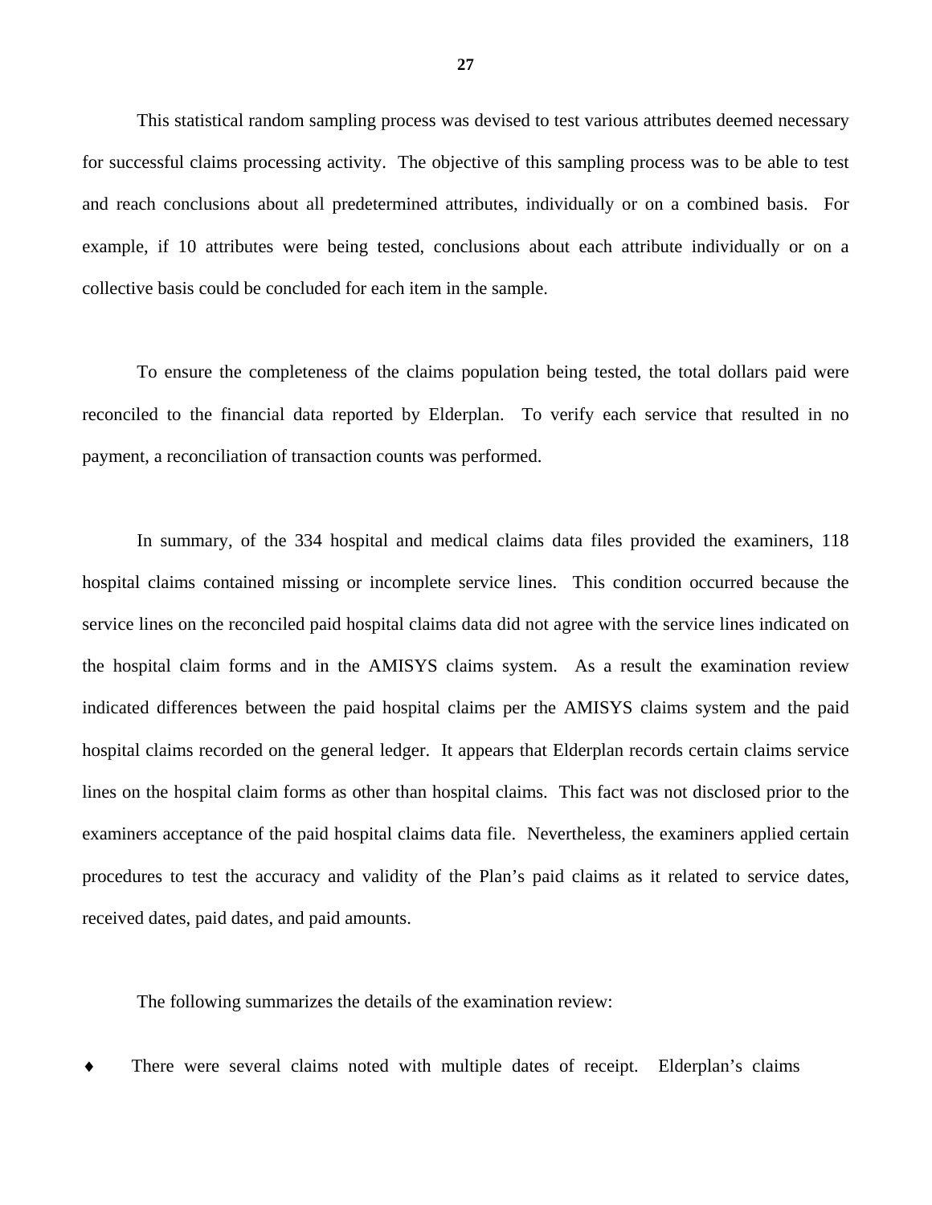This statistical random sampling process was devised to test various attributes deemed necessary for successful claims processing activity. The objective of this sampling process was to be able to test and reach conclusions about all predetermined attributes, individually or on a combined basis. For example, if 10 attributes were being tested, conclusions about each attribute individually or on a collective basis could be concluded for each item in the sample.

To ensure the completeness of the claims population being tested, the total dollars paid were reconciled to the financial data reported by Elderplan. To verify each service that resulted in no payment, a reconciliation of transaction counts was performed.

In summary, of the 334 hospital and medical claims data files provided the examiners, 118 hospital claims contained missing or incomplete service lines. This condition occurred because the service lines on the reconciled paid hospital claims data did not agree with the service lines indicated on the hospital claim forms and in the AMISYS claims system. As a result the examination review indicated differences between the paid hospital claims per the AMISYS claims system and the paid hospital claims recorded on the general ledger. It appears that Elderplan records certain claims service lines on the hospital claim forms as other than hospital claims. This fact was not disclosed prior to the examiners acceptance of the paid hospital claims data file. Nevertheless, the examiners applied certain procedures to test the accuracy and validity of the Plan's paid claims as it related to service dates, received dates, paid dates, and paid amounts.

The following summarizes the details of the examination review:

- There were several claims noted with multiple dates of receipt. Elderplan's claims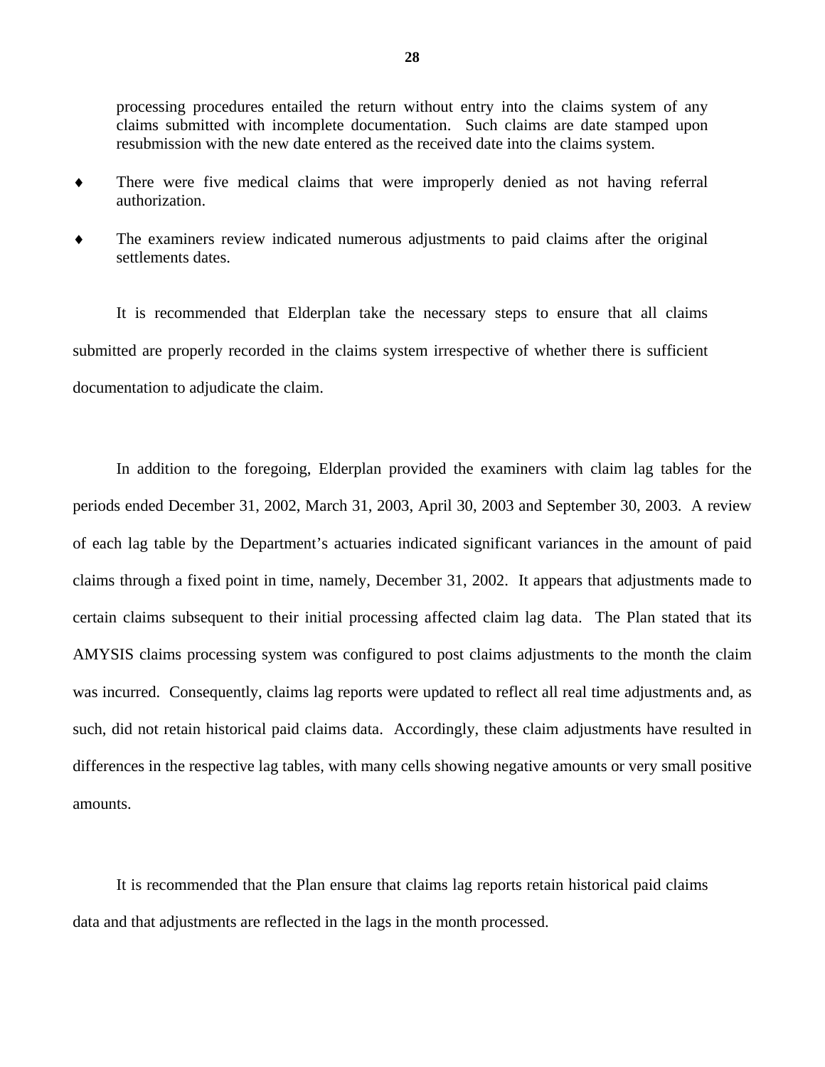processing procedures entailed the return without entry into the claims system of any claims submitted with incomplete documentation. Such claims are date stamped upon resubmission with the new date entered as the received date into the claims system.

- ♦ There were five medical claims that were improperly denied as not having referral authorization.
- ♦ The examiners review indicated numerous adjustments to paid claims after the original settlements dates.

It is recommended that Elderplan take the necessary steps to ensure that all claims submitted are properly recorded in the claims system irrespective of whether there is sufficient documentation to adjudicate the claim.

In addition to the foregoing, Elderplan provided the examiners with claim lag tables for the periods ended December 31, 2002, March 31, 2003, April 30, 2003 and September 30, 2003. A review of each lag table by the Department's actuaries indicated significant variances in the amount of paid claims through a fixed point in time, namely, December 31, 2002. It appears that adjustments made to certain claims subsequent to their initial processing affected claim lag data. The Plan stated that its AMYSIS claims processing system was configured to post claims adjustments to the month the claim was incurred. Consequently, claims lag reports were updated to reflect all real time adjustments and, as such, did not retain historical paid claims data. Accordingly, these claim adjustments have resulted in differences in the respective lag tables, with many cells showing negative amounts or very small positive amounts.

It is recommended that the Plan ensure that claims lag reports retain historical paid claims data and that adjustments are reflected in the lags in the month processed.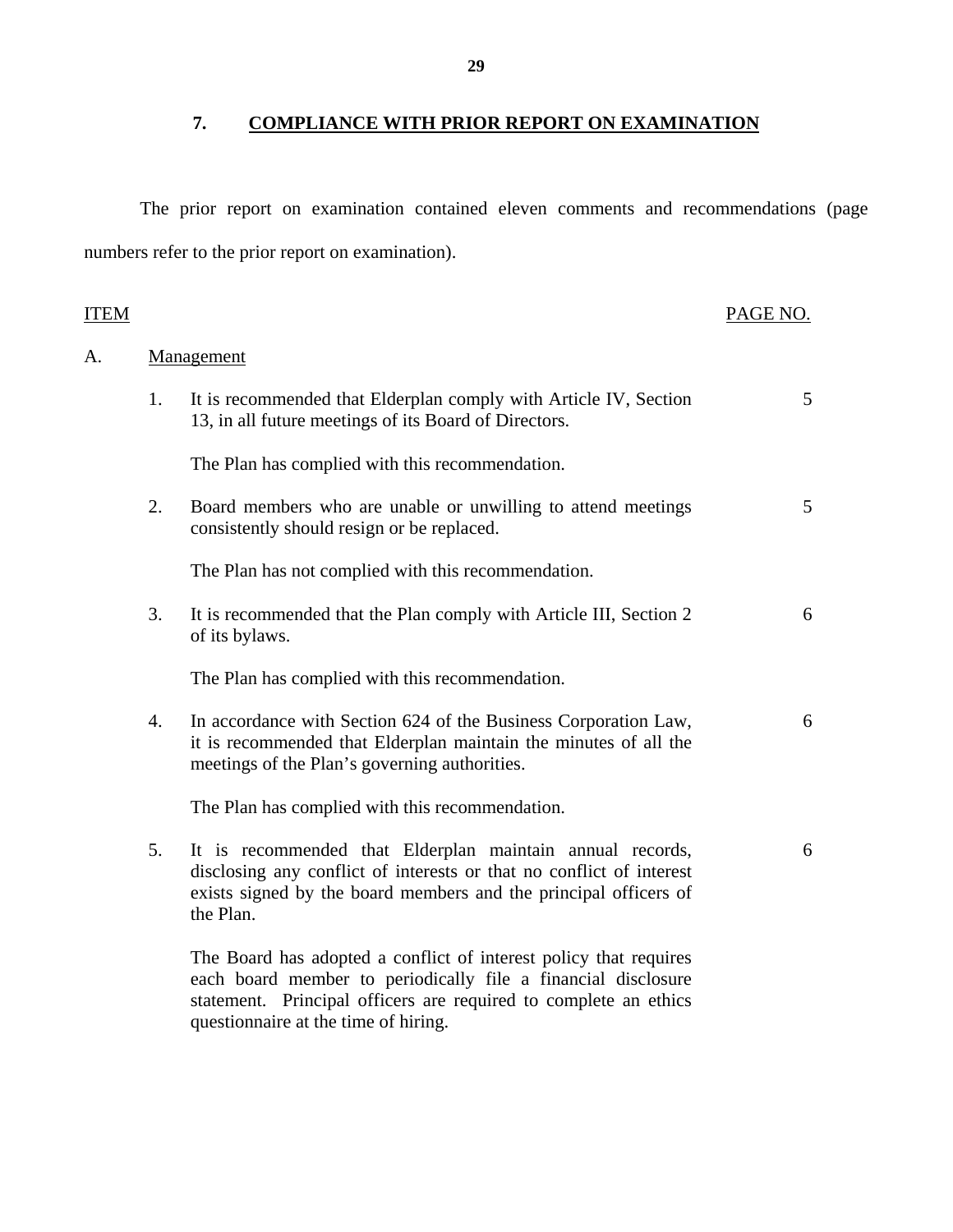## 7. COMPLIANCE WITH PRIOR REPORT ON EXAMINATION

The prior report on examination contained eleven comments and recommendations (page numbers refer to the prior report on examination).

| ITEM | | | PAGE NO. |
|---|---|---|---|
| A. | Management | | |
| | 1. | It is recommended that Elderplan comply with Article IV, Section 13, in all future meetings of its Board of Directors.<br><br>The Plan has complied with this recommendation. | 5 |
| | 2. | Board members who are unable or unwilling to attend meetings consistently should resign or be replaced.<br><br>The Plan has not complied with this recommendation. | 5 |
| | 3. | It is recommended that the Plan comply with Article III, Section 2 of its bylaws.<br><br>The Plan has complied with this recommendation. | 6 |
| | 4. | In accordance with Section 624 of the Business Corporation Law, it is recommended that Elderplan maintain the minutes of all the meetings of the Plan's governing authorities.<br><br>The Plan has complied with this recommendation. | 6 |
| | 5. | It is recommended that Elderplan maintain annual records, disclosing any conflict of interests or that no conflict of interest exists signed by the board members and the principal officers of the Plan.<br><br>The Board has adopted a conflict of interest policy that requires each board member to periodically file a financial disclosure statement. Principal officers are required to complete an ethics questionnaire at the time of hiring. | 6 |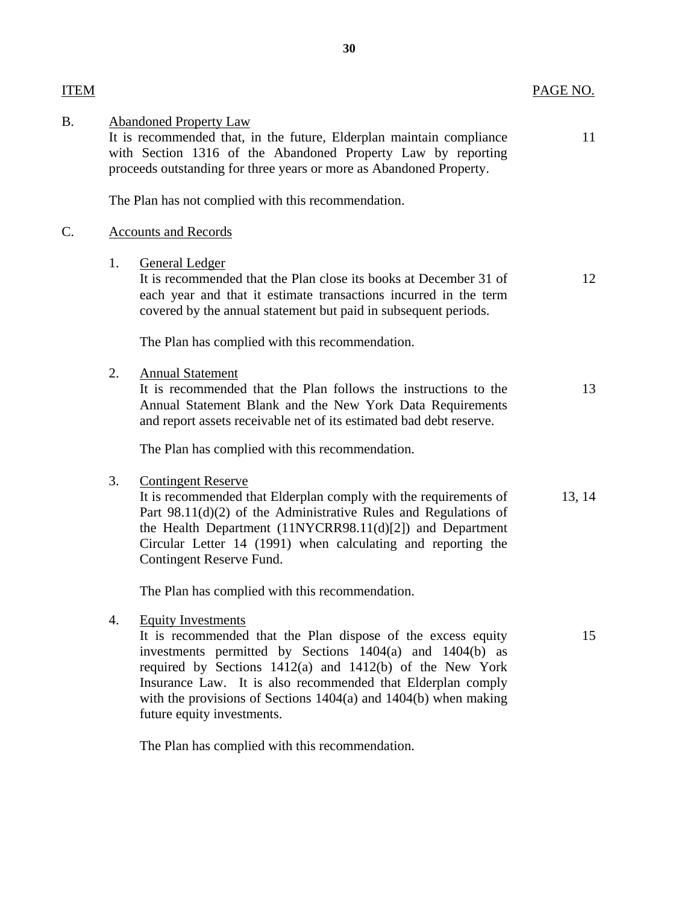| ITEM | | PAGE NO. |
|---|---|---|
| B. | <u>Abandoned Property Law</u><br>It is recommended that, in the future, Elderplan maintain compliance with Section 1316 of the Abandoned Property Law by reporting proceeds outstanding for three years or more as Abandoned Property.<br><br>The Plan has not complied with this recommendation. | 11 |
| C. | <u>Accounts and Records</u> | |
| | 1. <u>General Ledger</u><br>It is recommended that the Plan close its books at December 31 of each year and that it estimate transactions incurred in the term covered by the annual statement but paid in subsequent periods.<br><br>The Plan has complied with this recommendation. | 12 |
| | 2. <u>Annual Statement</u><br>It is recommended that the Plan follows the instructions to the Annual Statement Blank and the New York Data Requirements and report assets receivable net of its estimated bad debt reserve.<br><br>The Plan has complied with this recommendation. | 13 |
| | 3. <u>Contingent Reserve</u><br>It is recommended that Elderplan comply with the requirements of Part 98.11(d)(2) of the Administrative Rules and Regulations of the Health Department (11NYCRR98.11(d)[2]) and Department Circular Letter 14 (1991) when calculating and reporting the Contingent Reserve Fund.<br><br>The Plan has complied with this recommendation. | 13, 14 |
| | 4. <u>Equity Investments</u><br>It is recommended that the Plan dispose of the excess equity investments permitted by Sections 1404(a) and 1404(b) as required by Sections 1412(a) and 1412(b) of the New York Insurance Law. It is also recommended that Elderplan comply with the provisions of Sections 1404(a) and 1404(b) when making future equity investments.<br><br>The Plan has complied with this recommendation. | 15 |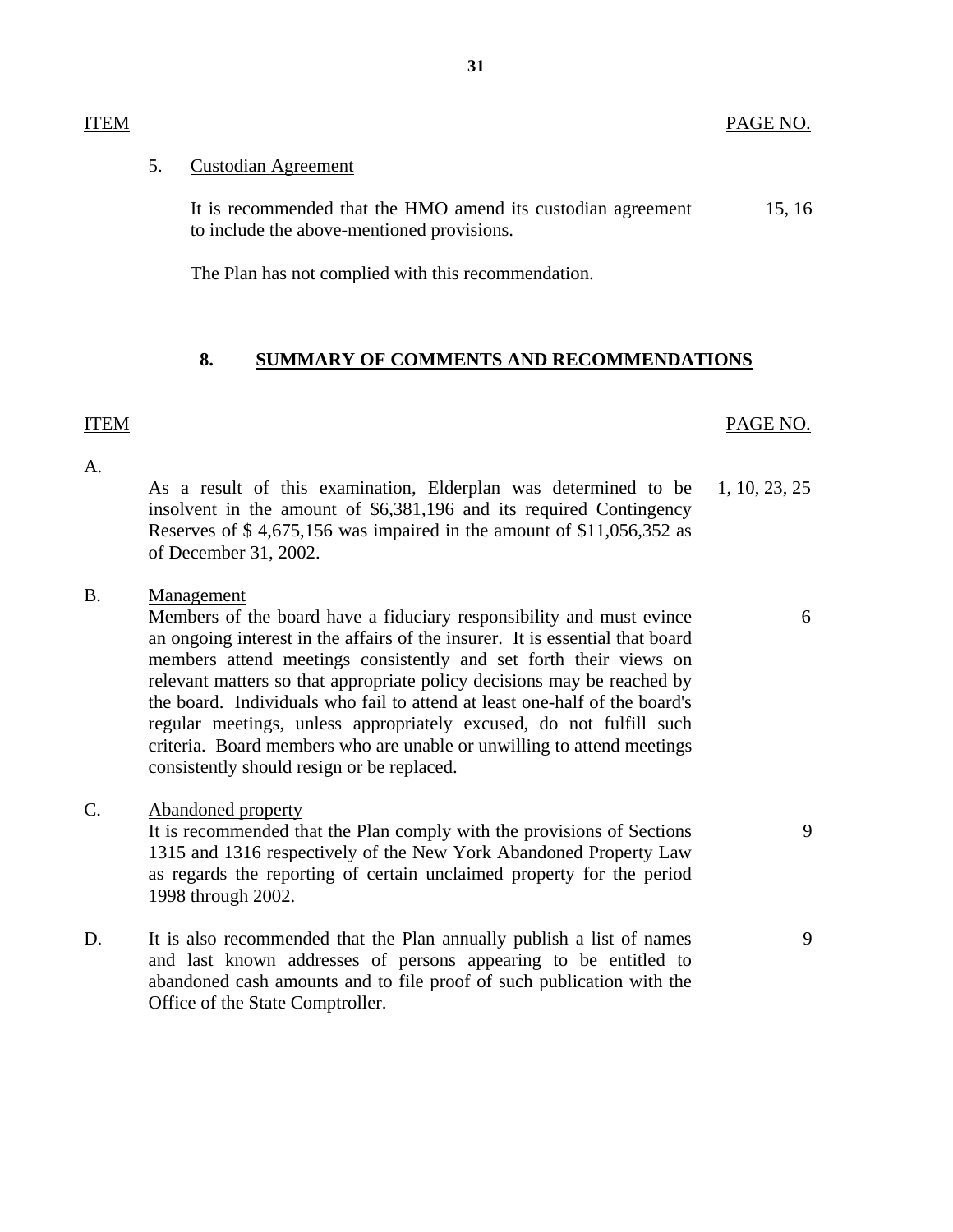| ITEM | | PAGE NO. |
|---|---|---|
| 5. | Custodian Agreement | |
| | It is recommended that the HMO amend its custodian agreement to include the above-mentioned provisions. | 15, 16 |
| | The Plan has not complied with this recommendation. | |

## 8. SUMMARY OF COMMENTS AND RECOMMENDATIONS

| ITEM | | PAGE NO. |
|---|---|---|
| A. | As a result of this examination, Elderplan was determined to be insolvent in the amount of $6,381,196 and its required Contingency Reserves of $ 4,675,156 was impaired in the amount of $11,056,352 as of December 31, 2002. | 1, 10, 23, 25 |
| B. | Management<br>Members of the board have a fiduciary responsibility and must evince an ongoing interest in the affairs of the insurer. It is essential that board members attend meetings consistently and set forth their views on relevant matters so that appropriate policy decisions may be reached by the board. Individuals who fail to attend at least one-half of the board's regular meetings, unless appropriately excused, do not fulfill such criteria. Board members who are unable or unwilling to attend meetings consistently should resign or be replaced. | 6 |
| C. | Abandoned property<br>It is recommended that the Plan comply with the provisions of Sections 1315 and 1316 respectively of the New York Abandoned Property Law as regards the reporting of certain unclaimed property for the period 1998 through 2002. | 9 |
| D. | It is also recommended that the Plan annually publish a list of names and last known addresses of persons appearing to be entitled to abandoned cash amounts and to file proof of such publication with the Office of the State Comptroller. | 9 |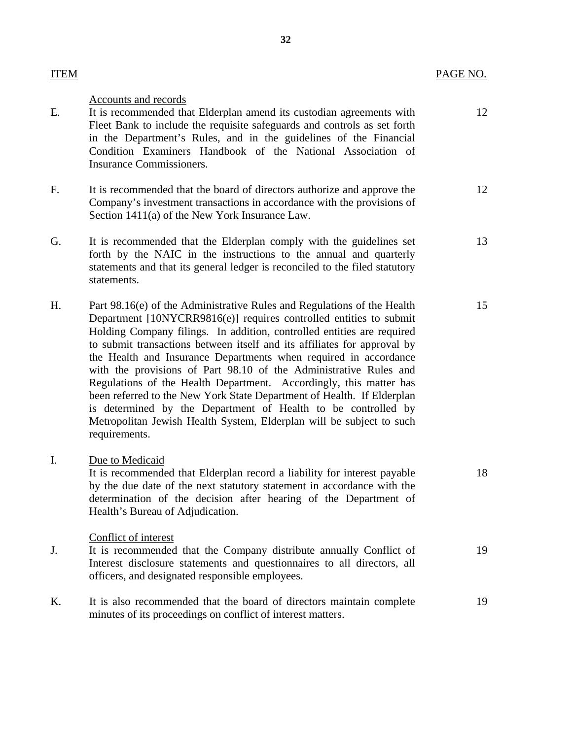| ITEM | | PAGE NO. |
|---|---|---|
| | Accounts and records | |
| E. | It is recommended that Elderplan amend its custodian agreements with Fleet Bank to include the requisite safeguards and controls as set forth in the Department's Rules, and in the guidelines of the Financial Condition Examiners Handbook of the National Association of Insurance Commissioners. | 12 |
| F. | It is recommended that the board of directors authorize and approve the Company's investment transactions in accordance with the provisions of Section 1411(a) of the New York Insurance Law. | 12 |
| G. | It is recommended that the Elderplan comply with the guidelines set forth by the NAIC in the instructions to the annual and quarterly statements and that its general ledger is reconciled to the filed statutory statements. | 13 |
| H. | Part 98.16(e) of the Administrative Rules and Regulations of the Health Department [10NYCRR9816(e)] requires controlled entities to submit Holding Company filings. In addition, controlled entities are required to submit transactions between itself and its affiliates for approval by the Health and Insurance Departments when required in accordance with the provisions of Part 98.10 of the Administrative Rules and Regulations of the Health Department. Accordingly, this matter has been referred to the New York State Department of Health. If Elderplan is determined by the Department of Health to be controlled by Metropolitan Jewish Health System, Elderplan will be subject to such requirements. | 15 |
| I. | Due to Medicaid<br>It is recommended that Elderplan record a liability for interest payable by the due date of the next statutory statement in accordance with the determination of the decision after hearing of the Department of Health's Bureau of Adjudication. | 18 |
| | Conflict of interest | |
| J. | It is recommended that the Company distribute annually Conflict of Interest disclosure statements and questionnaires to all directors, all officers, and designated responsible employees. | 19 |
| K. | It is also recommended that the board of directors maintain complete minutes of its proceedings on conflict of interest matters. | 19 |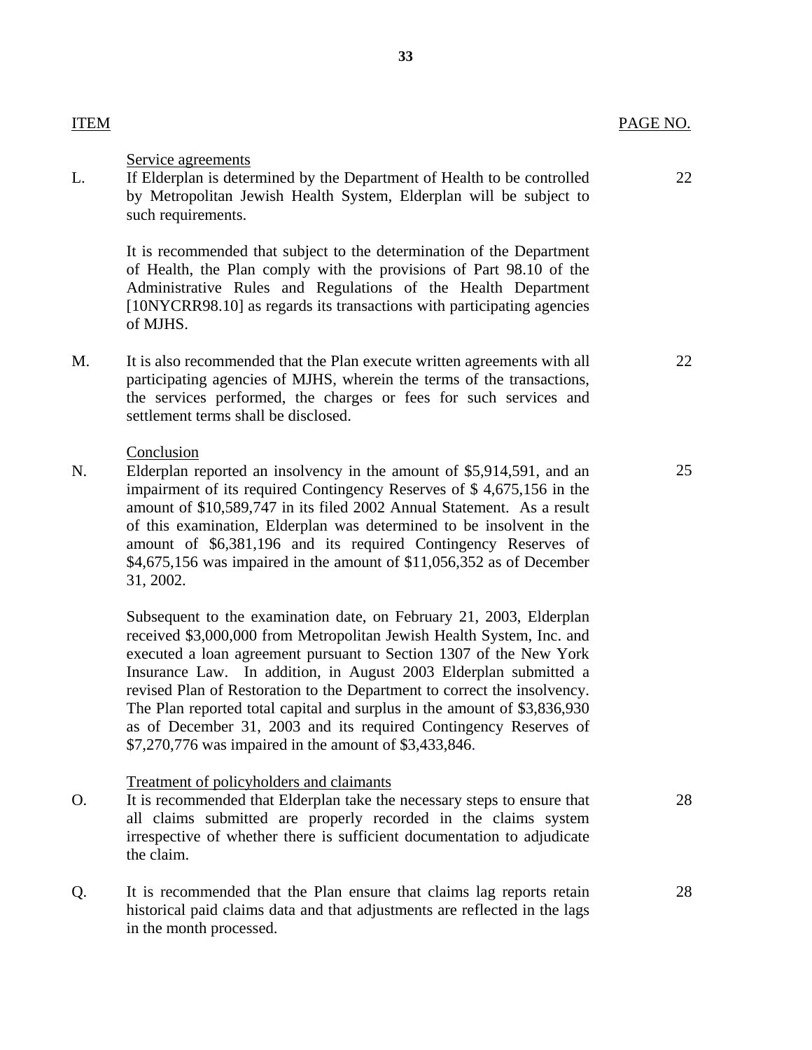| ITEM | | PAGE NO. |
|---|---|---|
| | Service agreements | |
| L. | If Elderplan is determined by the Department of Health to be controlled by Metropolitan Jewish Health System, Elderplan will be subject to such requirements.<br><br>It is recommended that subject to the determination of the Department of Health, the Plan comply with the provisions of Part 98.10 of the Administrative Rules and Regulations of the Health Department [10NYCRR98.10] as regards its transactions with participating agencies of MJHS. | 22 |
| M. | It is also recommended that the Plan execute written agreements with all participating agencies of MJHS, wherein the terms of the transactions, the services performed, the charges or fees for such services and settlement terms shall be disclosed. | 22 |
| | Conclusion | |
| N. | Elderplan reported an insolvency in the amount of $5,914,591, and an impairment of its required Contingency Reserves of $ 4,675,156 in the amount of $10,589,747 in its filed 2002 Annual Statement. As a result of this examination, Elderplan was determined to be insolvent in the amount of $6,381,196 and its required Contingency Reserves of $4,675,156 was impaired in the amount of $11,056,352 as of December 31, 2002.<br><br>Subsequent to the examination date, on February 21, 2003, Elderplan received $3,000,000 from Metropolitan Jewish Health System, Inc. and executed a loan agreement pursuant to Section 1307 of the New York Insurance Law. In addition, in August 2003 Elderplan submitted a revised Plan of Restoration to the Department to correct the insolvency. The Plan reported total capital and surplus in the amount of $3,836,930 as of December 31, 2003 and its required Contingency Reserves of $7,270,776 was impaired in the amount of $3,433,846. | 25 |
| | Treatment of policyholders and claimants | |
| O. | It is recommended that Elderplan take the necessary steps to ensure that all claims submitted are properly recorded in the claims system irrespective of whether there is sufficient documentation to adjudicate the claim. | 28 |
| Q. | It is recommended that the Plan ensure that claims lag reports retain historical paid claims data and that adjustments are reflected in the lags in the month processed. | 28 |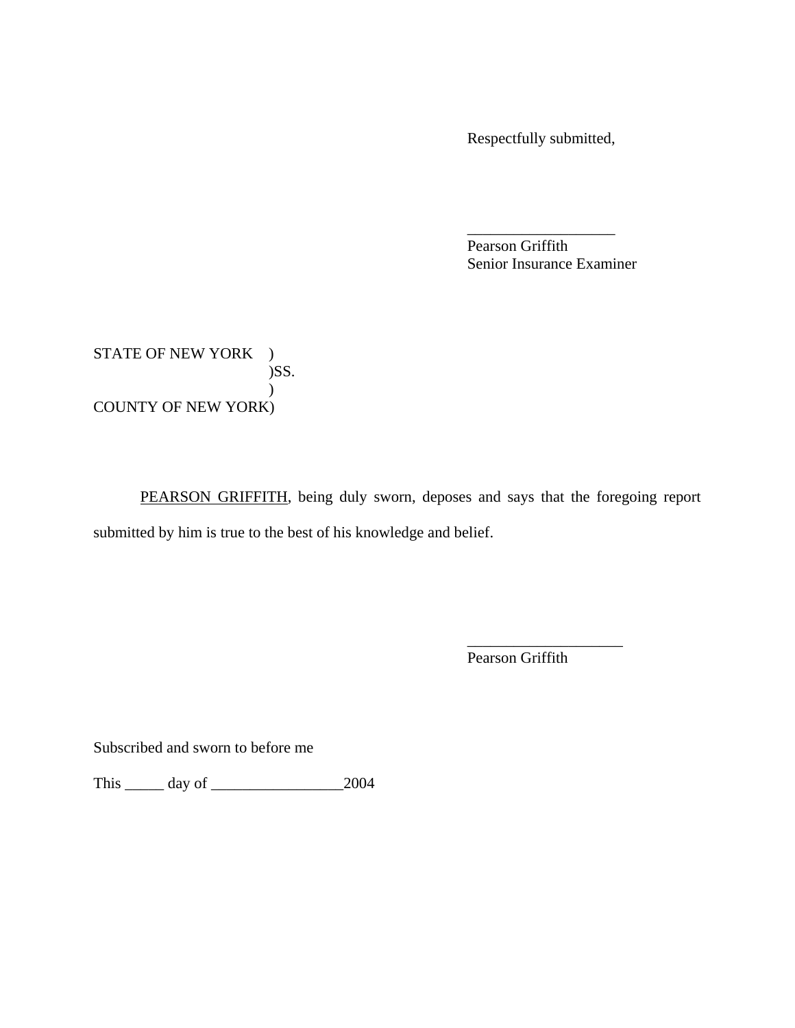Respectfully submitted,

___________________
Pearson Griffith
Senior Insurance Examiner

STATE OF NEW YORK )
)SS.
)
COUNTY OF NEW YORK)

PEARSON GRIFFITH, being duly sworn, deposes and says that the foregoing report submitted by him is true to the best of his knowledge and belief.

____________________
Pearson Griffith

Subscribed and sworn to before me

This _____ day of _________________2004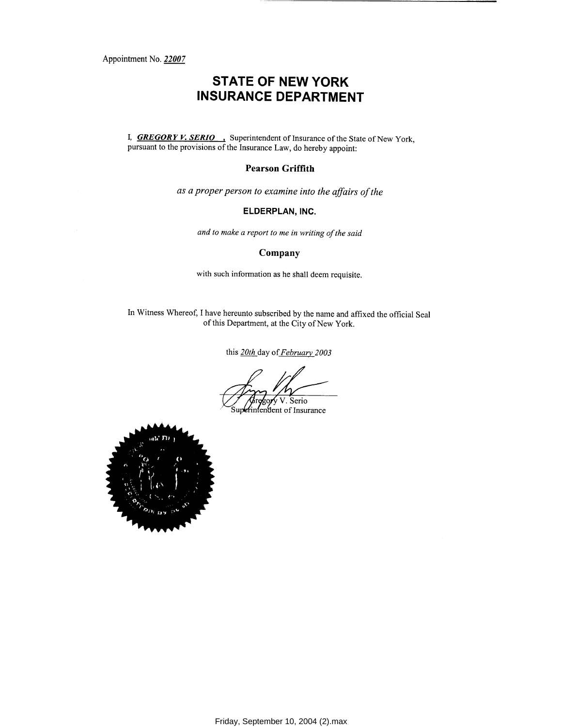Appointment No. *22007*

# STATE OF NEW YORK
# INSURANCE DEPARTMENT

I, ***GREGORY V. SERIO*** , Superintendent of Insurance of the State of New York, pursuant to the provisions of the Insurance Law, do hereby appoint:

**Pearson Griffith**

*as a proper person to examine into the affairs of the*

**ELDERPLAN, INC.**

*and to make a report to me in writing of the said*

**Company**

with such information as he shall deem requisite.

In Witness Whereof, I have hereunto subscribed by the name and affixed the official Seal of this Department, at the City of New York.

this *20th* day of *February 2003*

Gregory V. Serio
Superintendent of Insurance

Friday, September 10, 2004 (2).max